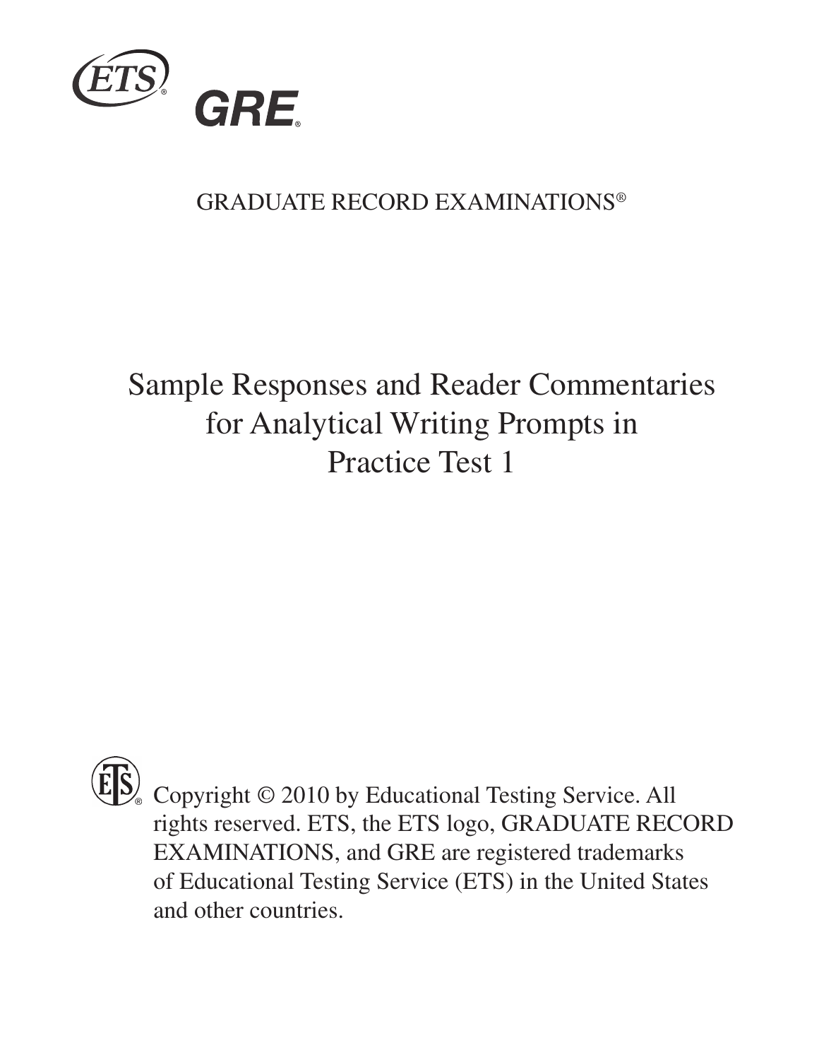ETS® GRE®

GRADUATE RECORD EXAMINATIONS®

# Sample Responses and Reader Commentaries for Analytical Writing Prompts in Practice Test 1

Copyright © 2010 by Educational Testing Service. All rights reserved. ETS, the ETS logo, GRADUATE RECORD EXAMINATIONS, and GRE are registered trademarks of Educational Testing Service (ETS) in the United States and other countries.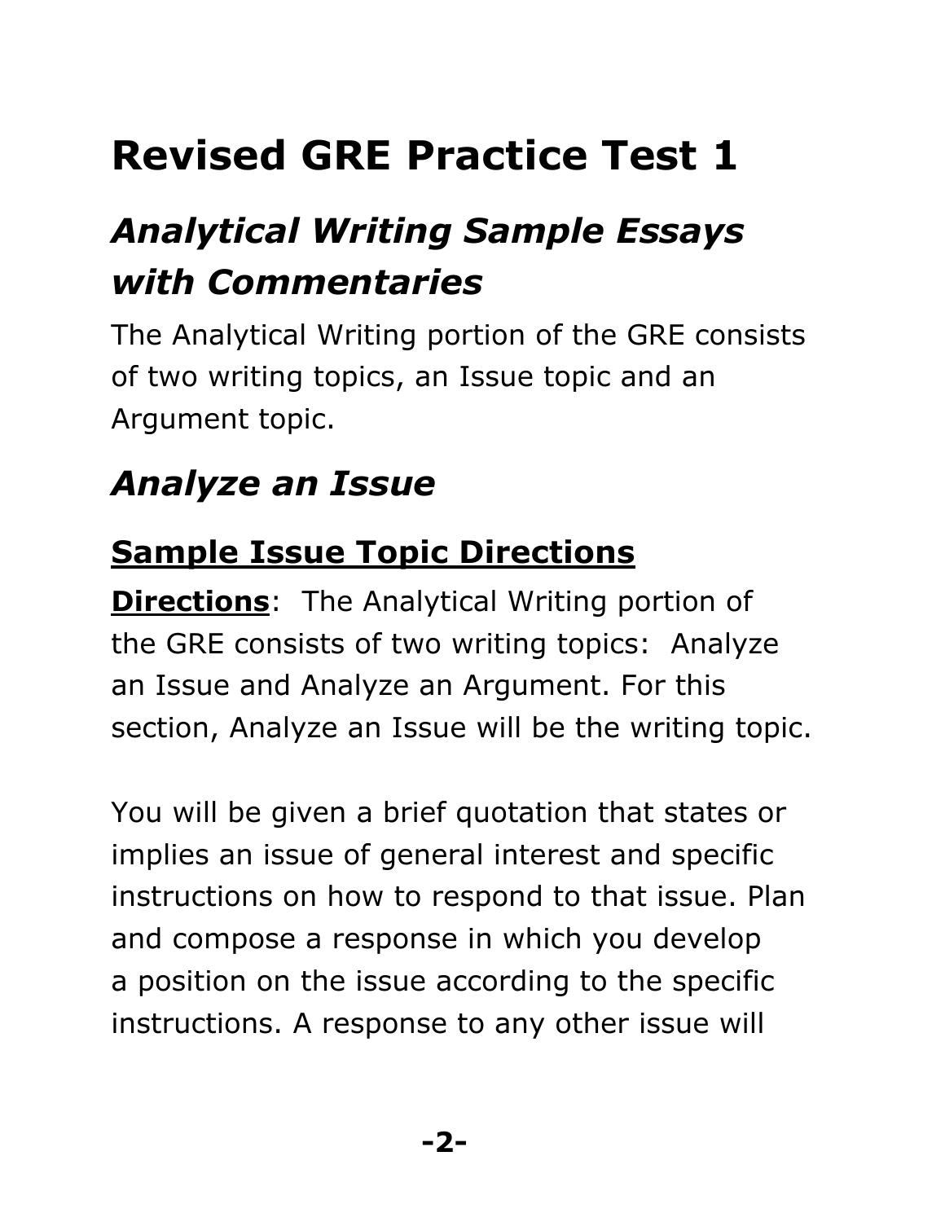# Revised GRE Practice Test 1

## *Analytical Writing Sample Essays with Commentaries*

The Analytical Writing portion of the GRE consists of two writing topics, an Issue topic and an Argument topic.

## *Analyze an Issue*

### Sample Issue Topic Directions

**Directions**: The Analytical Writing portion of the GRE consists of two writing topics: Analyze an Issue and Analyze an Argument. For this section, Analyze an Issue will be the writing topic.

You will be given a brief quotation that states or implies an issue of general interest and specific instructions on how to respond to that issue. Plan and compose a response in which you develop a position on the issue according to the specific instructions. A response to any other issue will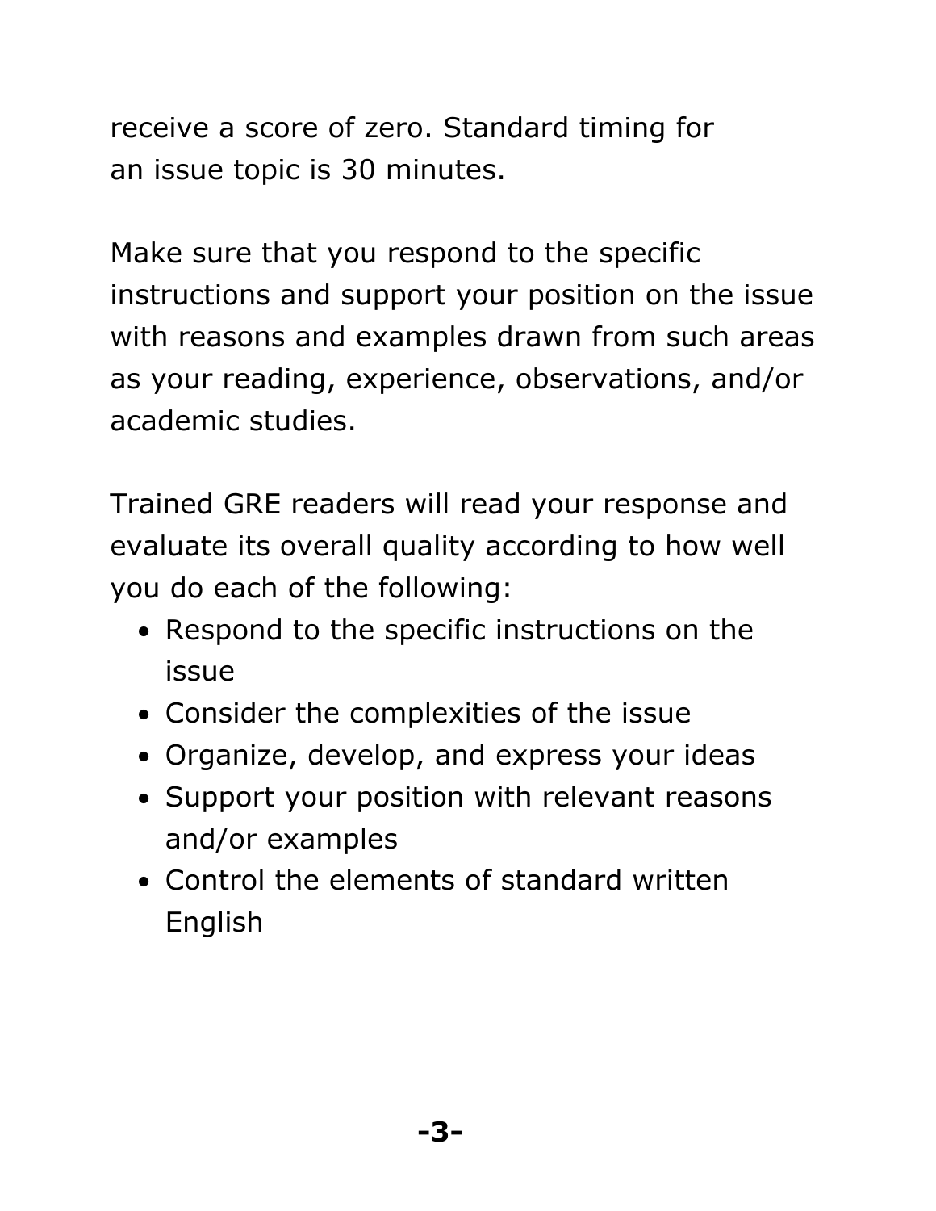receive a score of zero. Standard timing for an issue topic is 30 minutes.

Make sure that you respond to the specific instructions and support your position on the issue with reasons and examples drawn from such areas as your reading, experience, observations, and/or academic studies.

Trained GRE readers will read your response and evaluate its overall quality according to how well you do each of the following:

- Respond to the specific instructions on the issue
- Consider the complexities of the issue
- Organize, develop, and express your ideas
- Support your position with relevant reasons and/or examples
- Control the elements of standard written English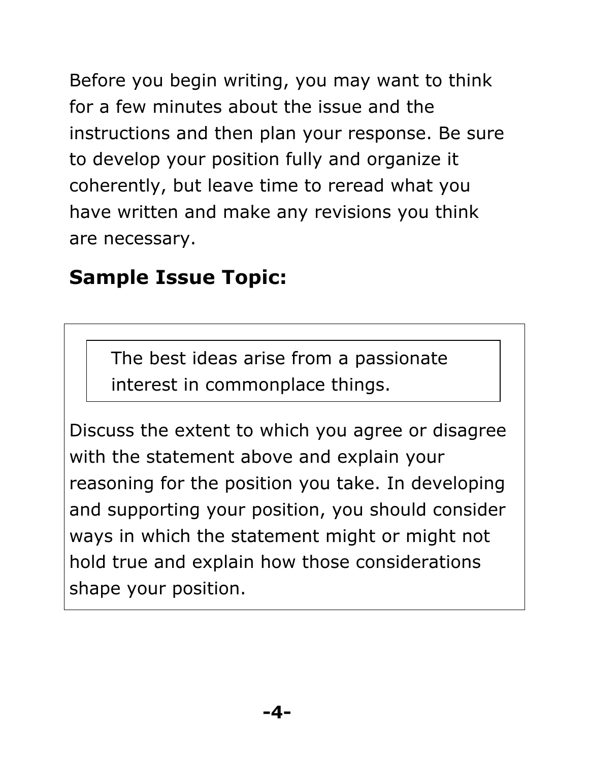Before you begin writing, you may want to think for a few minutes about the issue and the instructions and then plan your response. Be sure to develop your position fully and organize it coherently, but leave time to reread what you have written and make any revisions you think are necessary.

## Sample Issue Topic:

> The best ideas arise from a passionate interest in commonplace things.

Discuss the extent to which you agree or disagree with the statement above and explain your reasoning for the position you take. In developing and supporting your position, you should consider ways in which the statement might or might not hold true and explain how those considerations shape your position.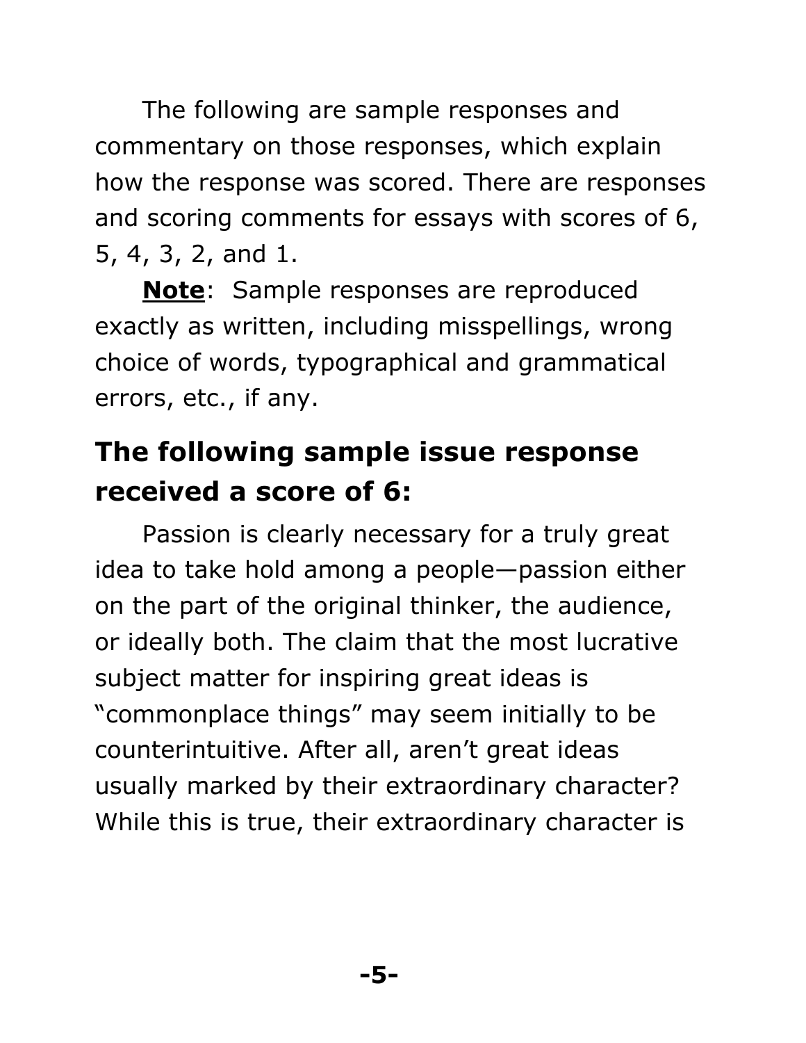The following are sample responses and commentary on those responses, which explain how the response was scored. There are responses and scoring comments for essays with scores of 6, 5, 4, 3, 2, and 1.

**Note**: Sample responses are reproduced exactly as written, including misspellings, wrong choice of words, typographical and grammatical errors, etc., if any.

## The following sample issue response received a score of 6:

Passion is clearly necessary for a truly great idea to take hold among a people—passion either on the part of the original thinker, the audience, or ideally both. The claim that the most lucrative subject matter for inspiring great ideas is "commonplace things" may seem initially to be counterintuitive. After all, aren't great ideas usually marked by their extraordinary character? While this is true, their extraordinary character is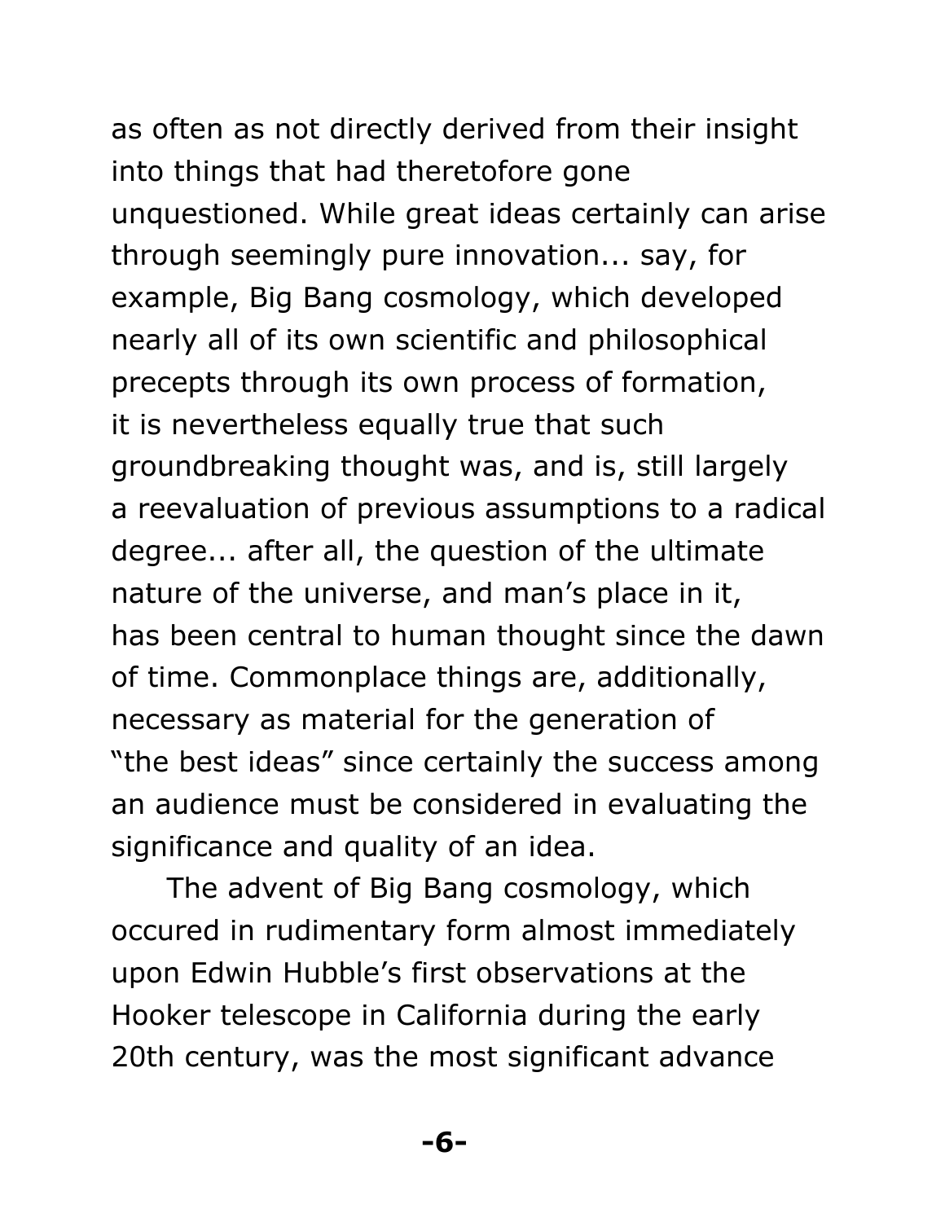as often as not directly derived from their insight into things that had theretofore gone unquestioned. While great ideas certainly can arise through seemingly pure innovation... say, for example, Big Bang cosmology, which developed nearly all of its own scientific and philosophical precepts through its own process of formation, it is nevertheless equally true that such groundbreaking thought was, and is, still largely a reevaluation of previous assumptions to a radical degree... after all, the question of the ultimate nature of the universe, and man's place in it, has been central to human thought since the dawn of time. Commonplace things are, additionally, necessary as material for the generation of "the best ideas" since certainly the success among an audience must be considered in evaluating the significance and quality of an idea.

The advent of Big Bang cosmology, which occured in rudimentary form almost immediately upon Edwin Hubble's first observations at the Hooker telescope in California during the early 20th century, was the most significant advance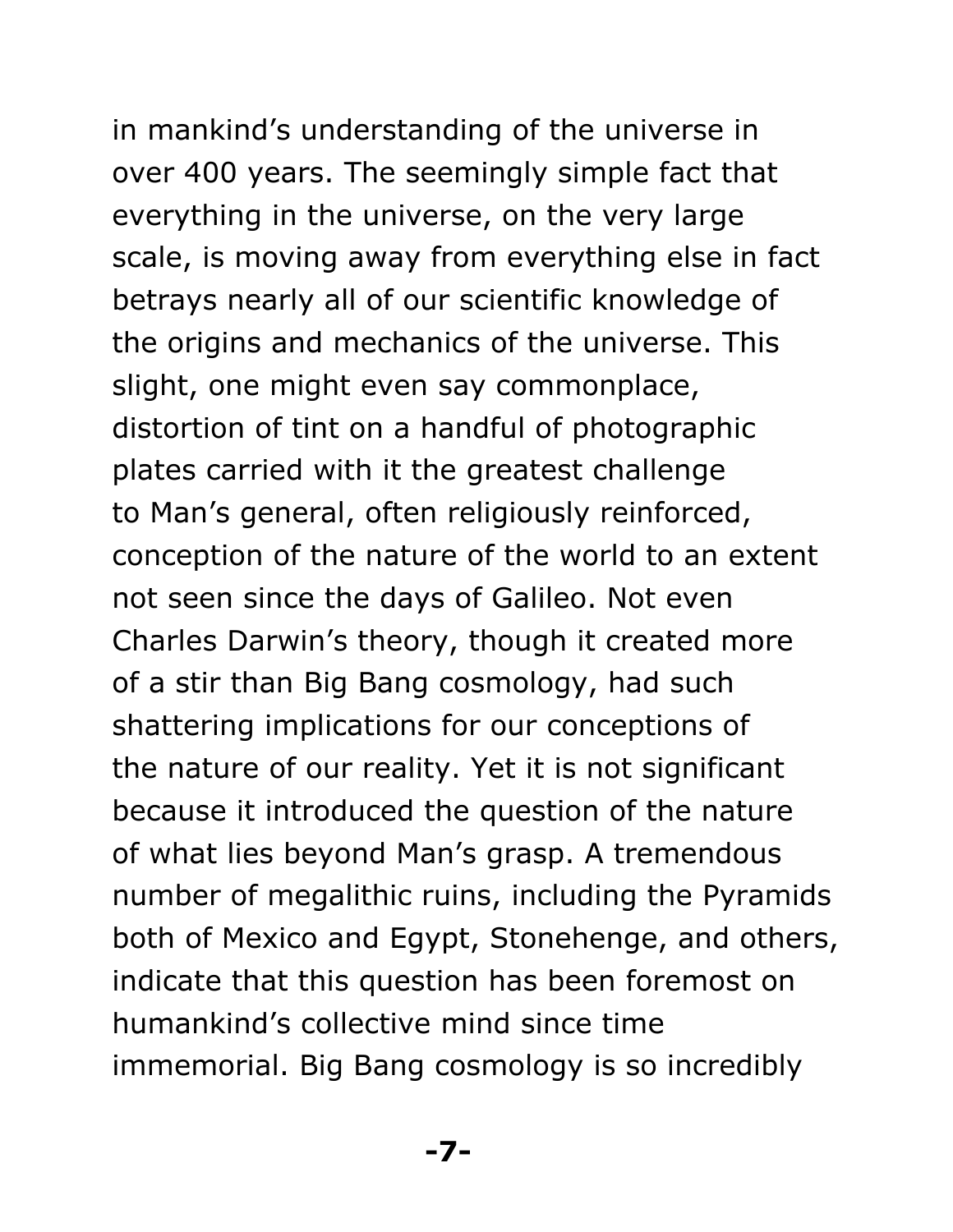in mankind's understanding of the universe in over 400 years. The seemingly simple fact that everything in the universe, on the very large scale, is moving away from everything else in fact betrays nearly all of our scientific knowledge of the origins and mechanics of the universe. This slight, one might even say commonplace, distortion of tint on a handful of photographic plates carried with it the greatest challenge to Man's general, often religiously reinforced, conception of the nature of the world to an extent not seen since the days of Galileo. Not even Charles Darwin's theory, though it created more of a stir than Big Bang cosmology, had such shattering implications for our conceptions of the nature of our reality. Yet it is not significant because it introduced the question of the nature of what lies beyond Man's grasp. A tremendous number of megalithic ruins, including the Pyramids both of Mexico and Egypt, Stonehenge, and others, indicate that this question has been foremost on humankind's collective mind since time immemorial. Big Bang cosmology is so incredibly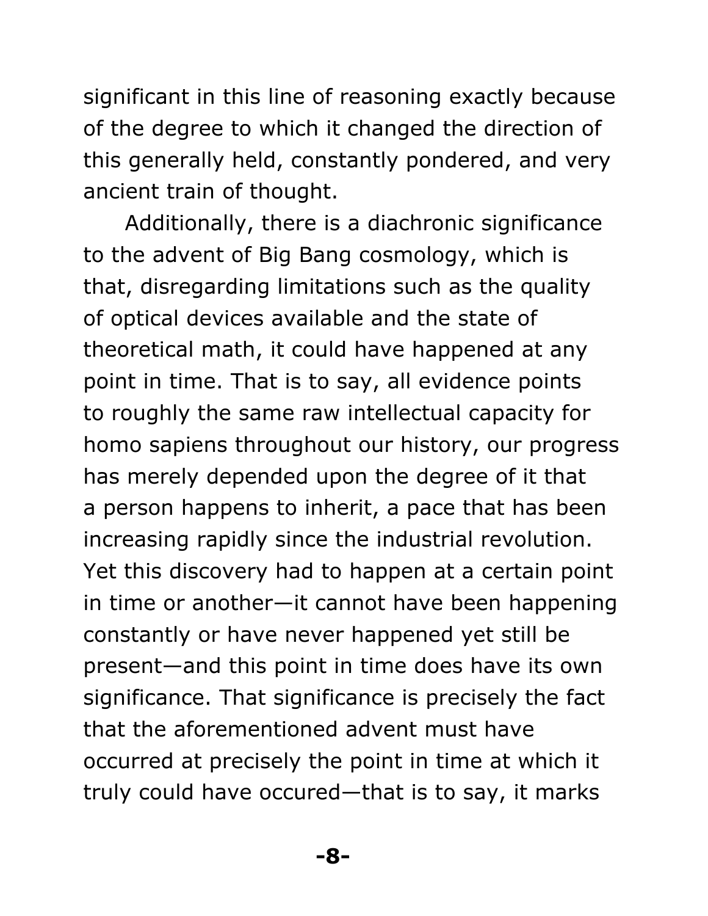significant in this line of reasoning exactly because of the degree to which it changed the direction of this generally held, constantly pondered, and very ancient train of thought.

Additionally, there is a diachronic significance to the advent of Big Bang cosmology, which is that, disregarding limitations such as the quality of optical devices available and the state of theoretical math, it could have happened at any point in time. That is to say, all evidence points to roughly the same raw intellectual capacity for homo sapiens throughout our history, our progress has merely depended upon the degree of it that a person happens to inherit, a pace that has been increasing rapidly since the industrial revolution. Yet this discovery had to happen at a certain point in time or another—it cannot have been happening constantly or have never happened yet still be present—and this point in time does have its own significance. That significance is precisely the fact that the aforementioned advent must have occurred at precisely the point in time at which it truly could have occured—that is to say, it marks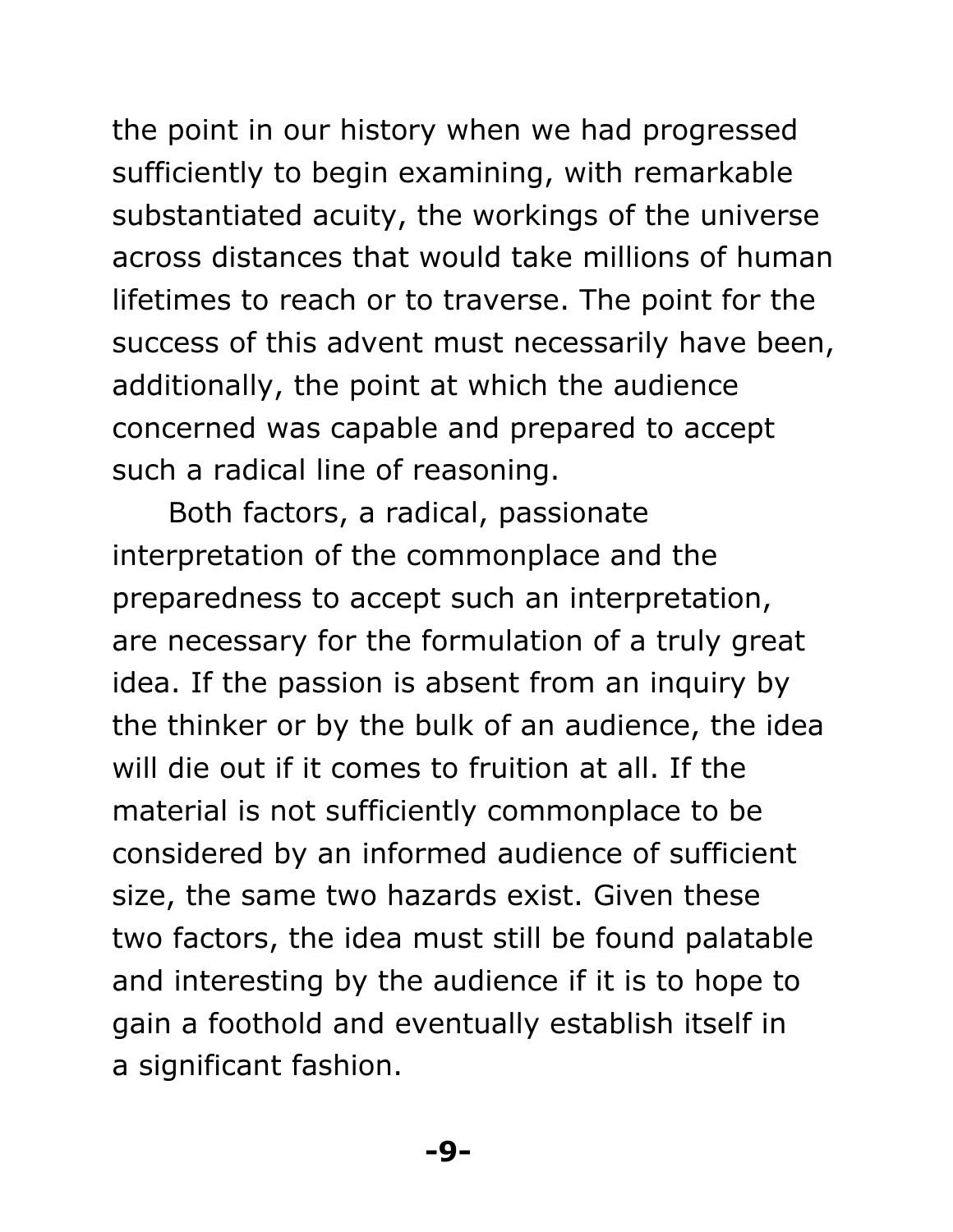the point in our history when we had progressed sufficiently to begin examining, with remarkable substantiated acuity, the workings of the universe across distances that would take millions of human lifetimes to reach or to traverse. The point for the success of this advent must necessarily have been, additionally, the point at which the audience concerned was capable and prepared to accept such a radical line of reasoning.

Both factors, a radical, passionate interpretation of the commonplace and the preparedness to accept such an interpretation, are necessary for the formulation of a truly great idea. If the passion is absent from an inquiry by the thinker or by the bulk of an audience, the idea will die out if it comes to fruition at all. If the material is not sufficiently commonplace to be considered by an informed audience of sufficient size, the same two hazards exist. Given these two factors, the idea must still be found palatable and interesting by the audience if it is to hope to gain a foothold and eventually establish itself in a significant fashion.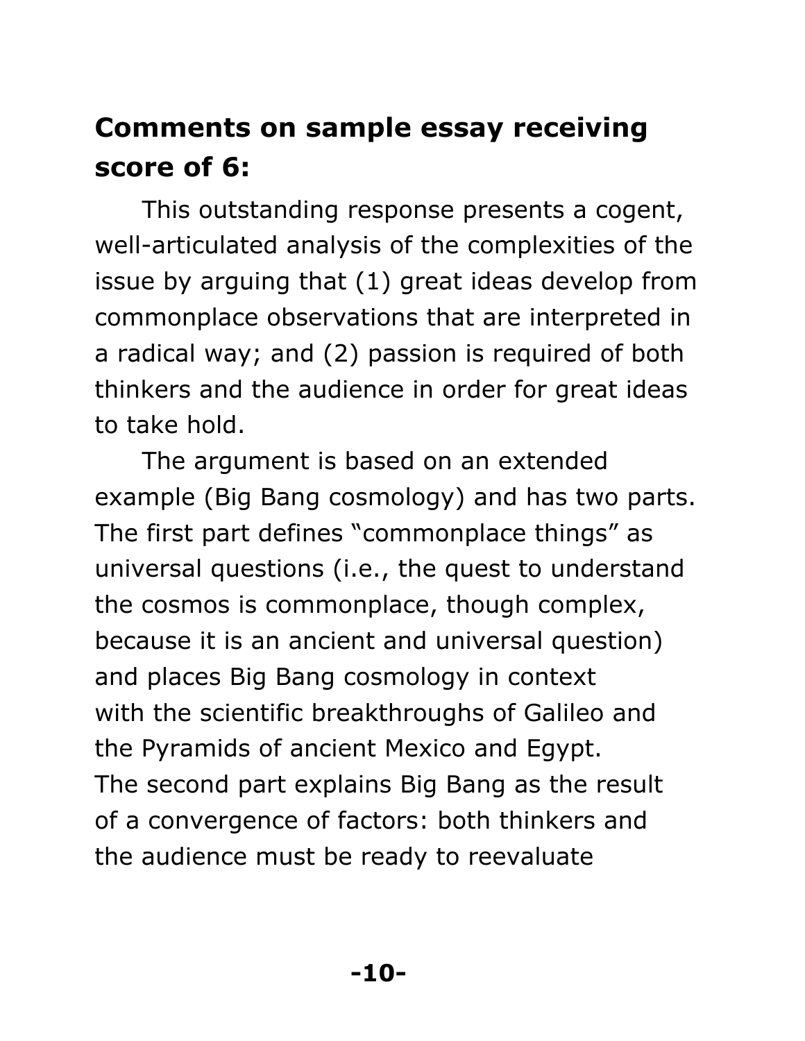## Comments on sample essay receiving score of 6:

This outstanding response presents a cogent, well-articulated analysis of the complexities of the issue by arguing that (1) great ideas develop from commonplace observations that are interpreted in a radical way; and (2) passion is required of both thinkers and the audience in order for great ideas to take hold.

The argument is based on an extended example (Big Bang cosmology) and has two parts. The first part defines "commonplace things" as universal questions (i.e., the quest to understand the cosmos is commonplace, though complex, because it is an ancient and universal question) and places Big Bang cosmology in context with the scientific breakthroughs of Galileo and the Pyramids of ancient Mexico and Egypt. The second part explains Big Bang as the result of a convergence of factors: both thinkers and the audience must be ready to reevaluate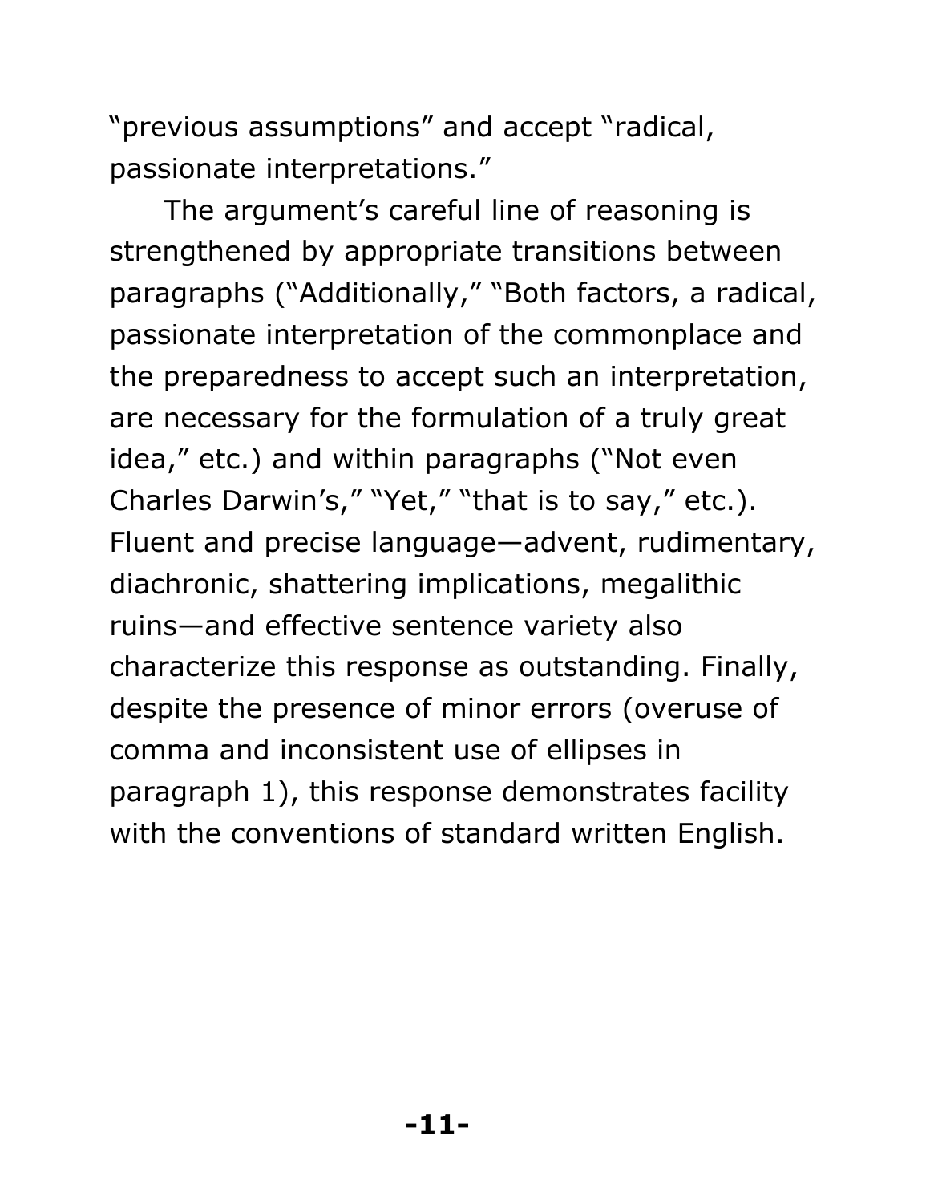"previous assumptions" and accept "radical, passionate interpretations."

The argument's careful line of reasoning is strengthened by appropriate transitions between paragraphs ("Additionally," "Both factors, a radical, passionate interpretation of the commonplace and the preparedness to accept such an interpretation, are necessary for the formulation of a truly great idea," etc.) and within paragraphs ("Not even Charles Darwin's," "Yet," "that is to say," etc.). Fluent and precise language—advent, rudimentary, diachronic, shattering implications, megalithic ruins—and effective sentence variety also characterize this response as outstanding. Finally, despite the presence of minor errors (overuse of comma and inconsistent use of ellipses in paragraph 1), this response demonstrates facility with the conventions of standard written English.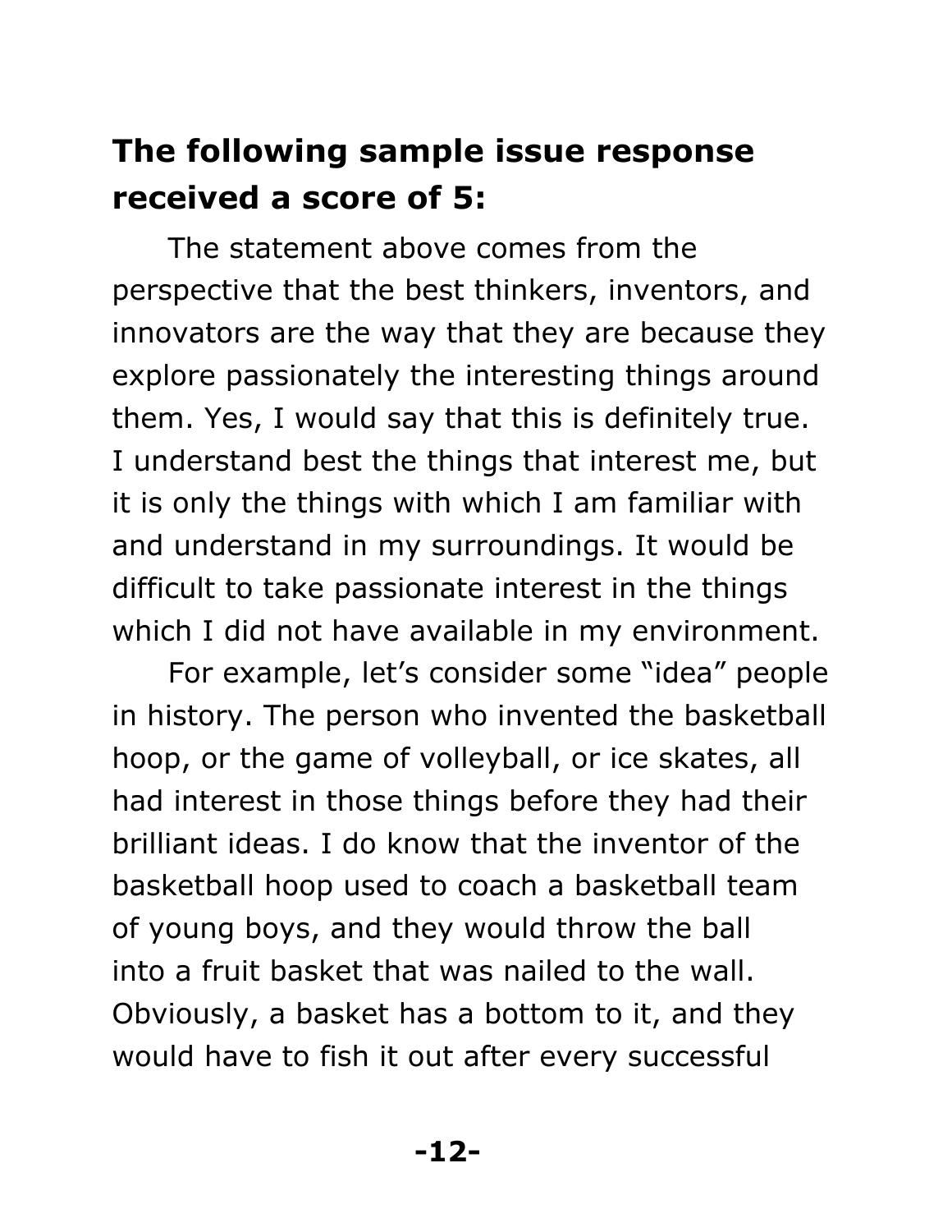**The following sample issue response received a score of 5:**

The statement above comes from the perspective that the best thinkers, inventors, and innovators are the way that they are because they explore passionately the interesting things around them. Yes, I would say that this is definitely true. I understand best the things that interest me, but it is only the things with which I am familiar with and understand in my surroundings. It would be difficult to take passionate interest in the things which I did not have available in my environment.

For example, let's consider some "idea" people in history. The person who invented the basketball hoop, or the game of volleyball, or ice skates, all had interest in those things before they had their brilliant ideas. I do know that the inventor of the basketball hoop used to coach a basketball team of young boys, and they would throw the ball into a fruit basket that was nailed to the wall. Obviously, a basket has a bottom to it, and they would have to fish it out after every successful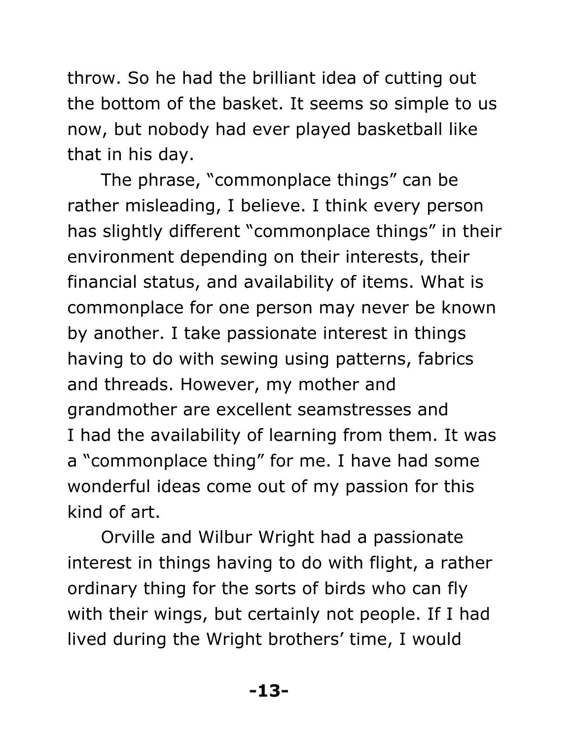throw. So he had the brilliant idea of cutting out the bottom of the basket. It seems so simple to us now, but nobody had ever played basketball like that in his day.

The phrase, "commonplace things" can be rather misleading, I believe. I think every person has slightly different "commonplace things" in their environment depending on their interests, their financial status, and availability of items. What is commonplace for one person may never be known by another. I take passionate interest in things having to do with sewing using patterns, fabrics and threads. However, my mother and grandmother are excellent seamstresses and I had the availability of learning from them. It was a "commonplace thing" for me. I have had some wonderful ideas come out of my passion for this kind of art.

Orville and Wilbur Wright had a passionate interest in things having to do with flight, a rather ordinary thing for the sorts of birds who can fly with their wings, but certainly not people. If I had lived during the Wright brothers' time, I would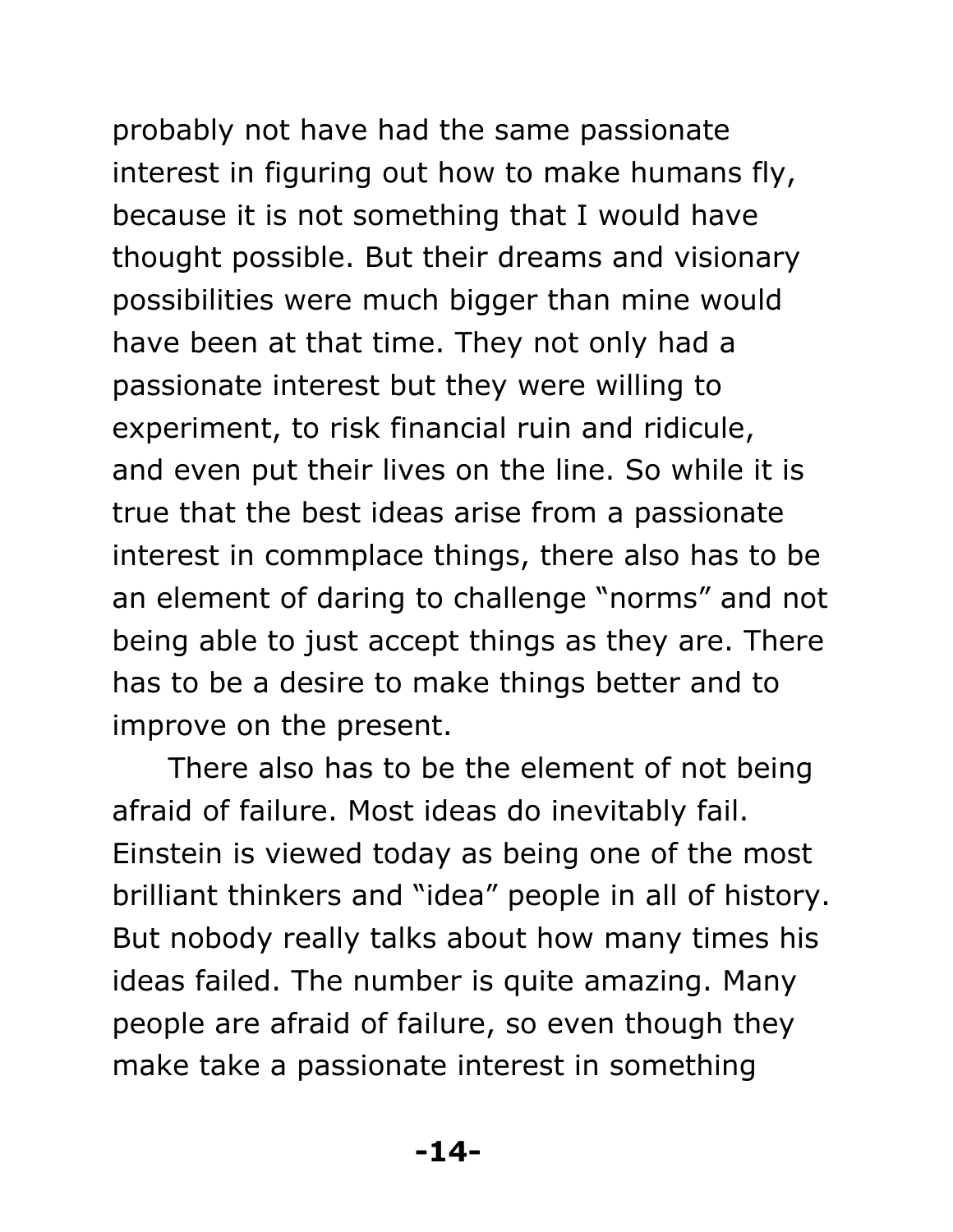probably not have had the same passionate interest in figuring out how to make humans fly, because it is not something that I would have thought possible. But their dreams and visionary possibilities were much bigger than mine would have been at that time. They not only had a passionate interest but they were willing to experiment, to risk financial ruin and ridicule, and even put their lives on the line. So while it is true that the best ideas arise from a passionate interest in commplace things, there also has to be an element of daring to challenge "norms" and not being able to just accept things as they are. There has to be a desire to make things better and to improve on the present.

There also has to be the element of not being afraid of failure. Most ideas do inevitably fail. Einstein is viewed today as being one of the most brilliant thinkers and "idea" people in all of history. But nobody really talks about how many times his ideas failed. The number is quite amazing. Many people are afraid of failure, so even though they make take a passionate interest in something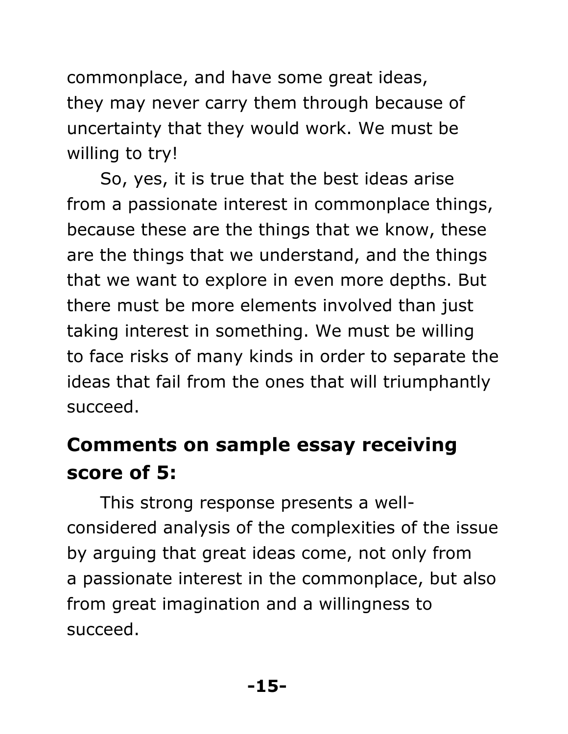commonplace, and have some great ideas, they may never carry them through because of uncertainty that they would work. We must be willing to try!

So, yes, it is true that the best ideas arise from a passionate interest in commonplace things, because these are the things that we know, these are the things that we understand, and the things that we want to explore in even more depths. But there must be more elements involved than just taking interest in something. We must be willing to face risks of many kinds in order to separate the ideas that fail from the ones that will triumphantly succeed.

## Comments on sample essay receiving score of 5:

This strong response presents a well-considered analysis of the complexities of the issue by arguing that great ideas come, not only from a passionate interest in the commonplace, but also from great imagination and a willingness to succeed.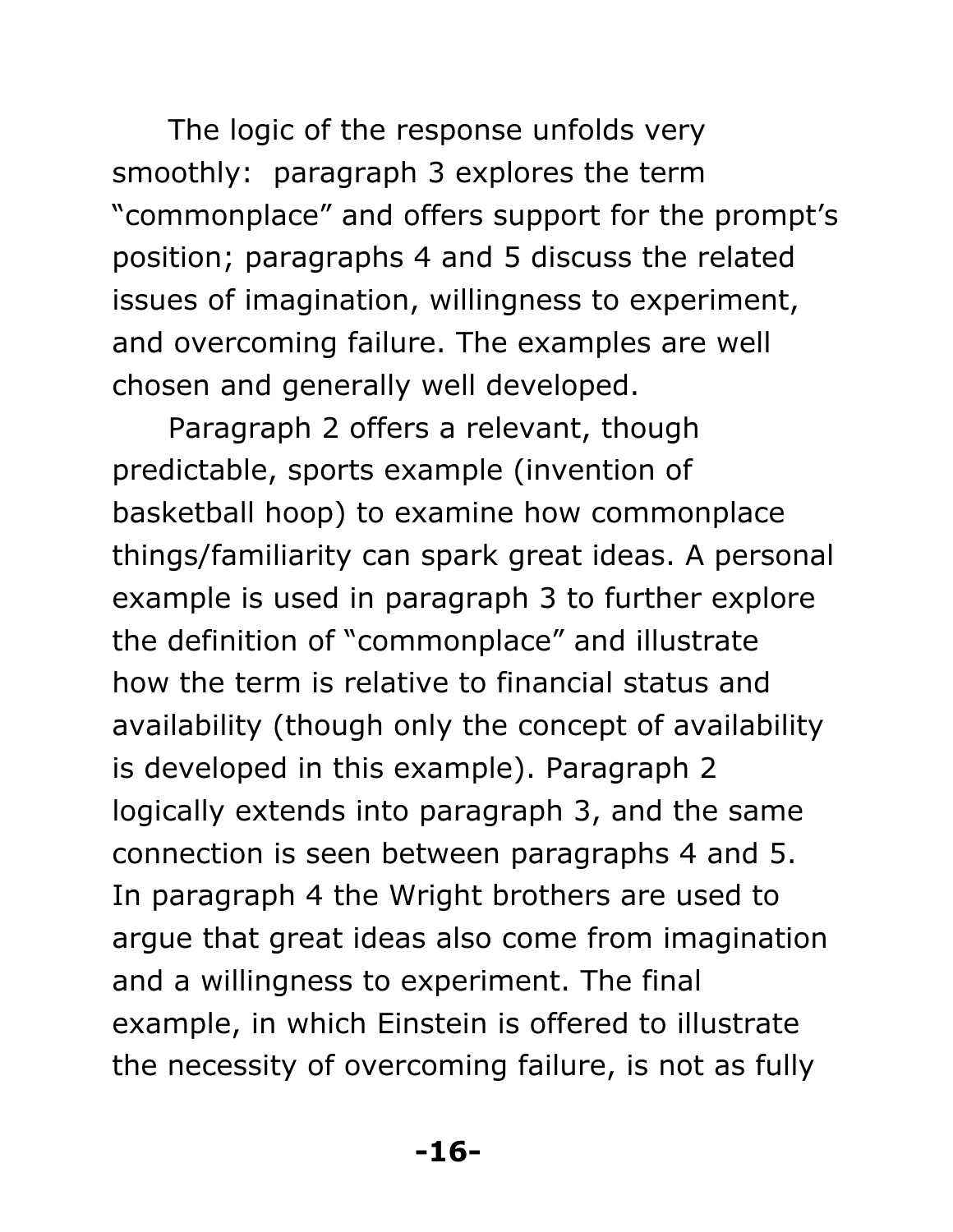The logic of the response unfolds very smoothly:  paragraph 3 explores the term "commonplace" and offers support for the prompt's position; paragraphs 4 and 5 discuss the related issues of imagination, willingness to experiment, and overcoming failure. The examples are well chosen and generally well developed.

Paragraph 2 offers a relevant, though predictable, sports example (invention of basketball hoop) to examine how commonplace things/familiarity can spark great ideas. A personal example is used in paragraph 3 to further explore the definition of "commonplace" and illustrate how the term is relative to financial status and availability (though only the concept of availability is developed in this example). Paragraph 2 logically extends into paragraph 3, and the same connection is seen between paragraphs 4 and 5. In paragraph 4 the Wright brothers are used to argue that great ideas also come from imagination and a willingness to experiment. The final example, in which Einstein is offered to illustrate the necessity of overcoming failure, is not as fully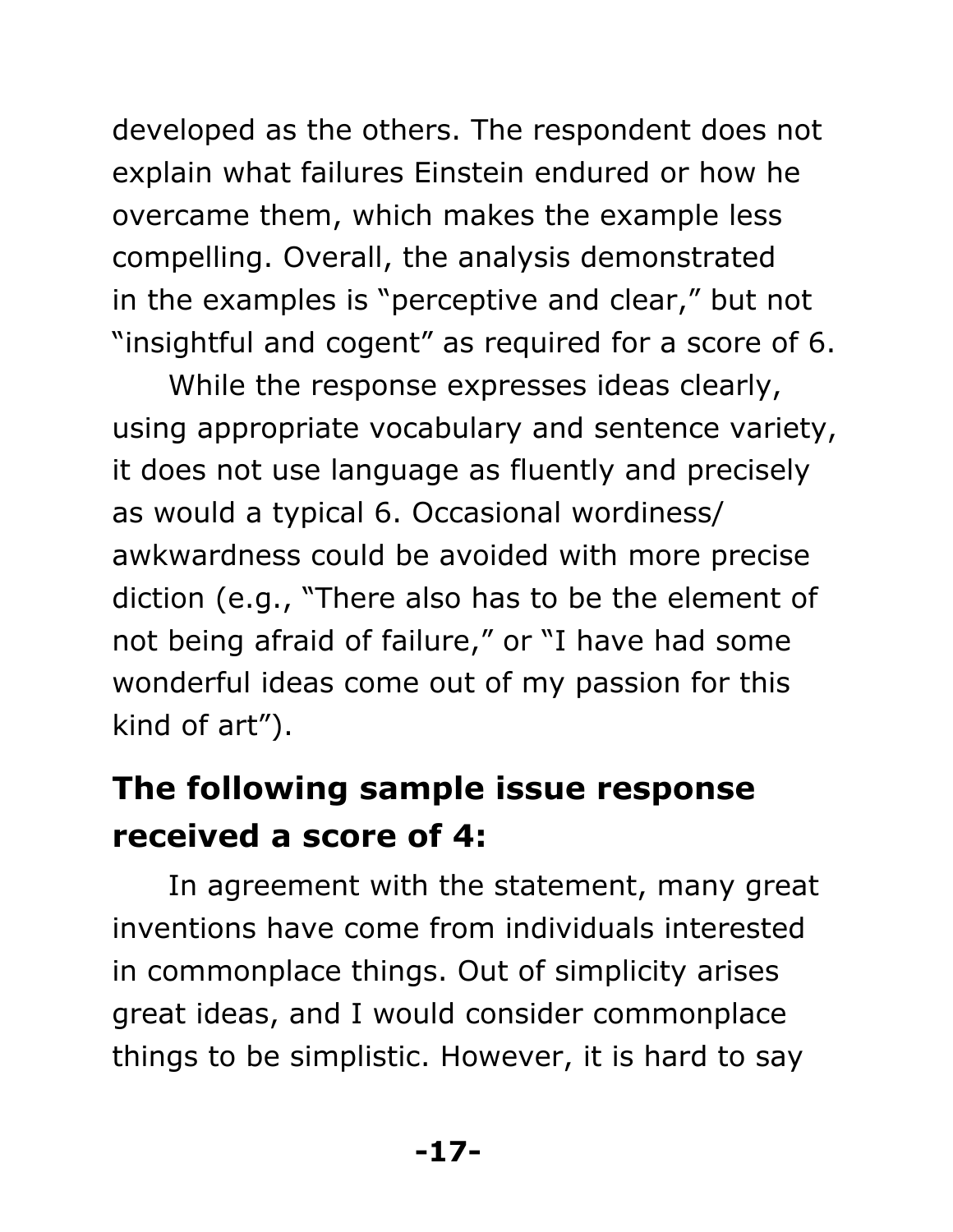developed as the others. The respondent does not explain what failures Einstein endured or how he overcame them, which makes the example less compelling. Overall, the analysis demonstrated in the examples is "perceptive and clear," but not "insightful and cogent" as required for a score of 6.

While the response expresses ideas clearly, using appropriate vocabulary and sentence variety, it does not use language as fluently and precisely as would a typical 6. Occasional wordiness/awkwardness could be avoided with more precise diction (e.g., "There also has to be the element of not being afraid of failure," or "I have had some wonderful ideas come out of my passion for this kind of art").

## The following sample issue response received a score of 4:

In agreement with the statement, many great inventions have come from individuals interested in commonplace things. Out of simplicity arises great ideas, and I would consider commonplace things to be simplistic. However, it is hard to say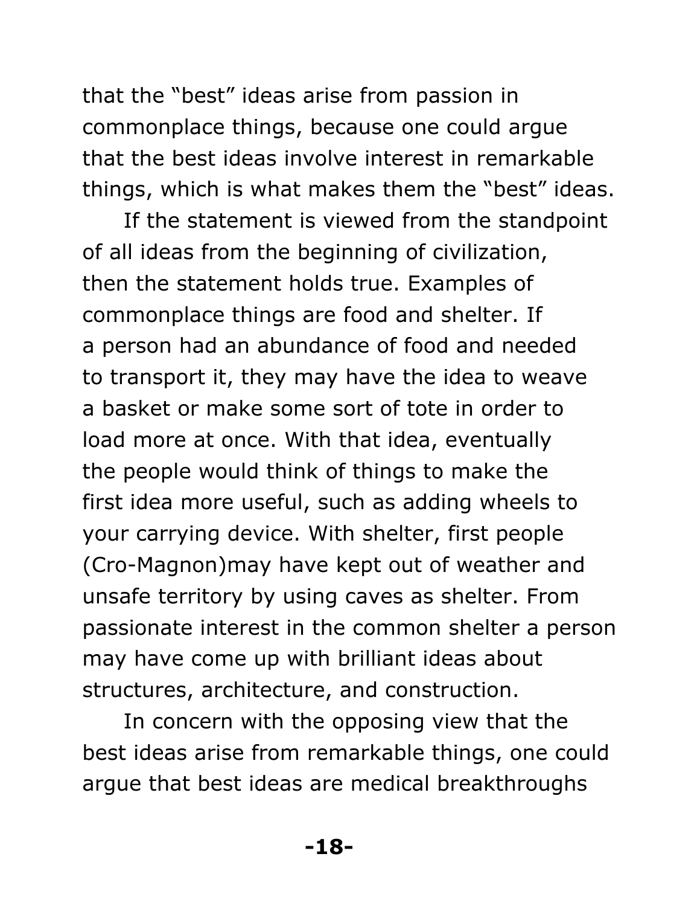that the “best” ideas arise from passion in commonplace things, because one could argue that the best ideas involve interest in remarkable things, which is what makes them the “best” ideas.

If the statement is viewed from the standpoint of all ideas from the beginning of civilization, then the statement holds true. Examples of commonplace things are food and shelter. If a person had an abundance of food and needed to transport it, they may have the idea to weave a basket or make some sort of tote in order to load more at once. With that idea, eventually the people would think of things to make the first idea more useful, such as adding wheels to your carrying device. With shelter, first people (Cro-Magnon)may have kept out of weather and unsafe territory by using caves as shelter. From passionate interest in the common shelter a person may have come up with brilliant ideas about structures, architecture, and construction.

In concern with the opposing view that the best ideas arise from remarkable things, one could argue that best ideas are medical breakthroughs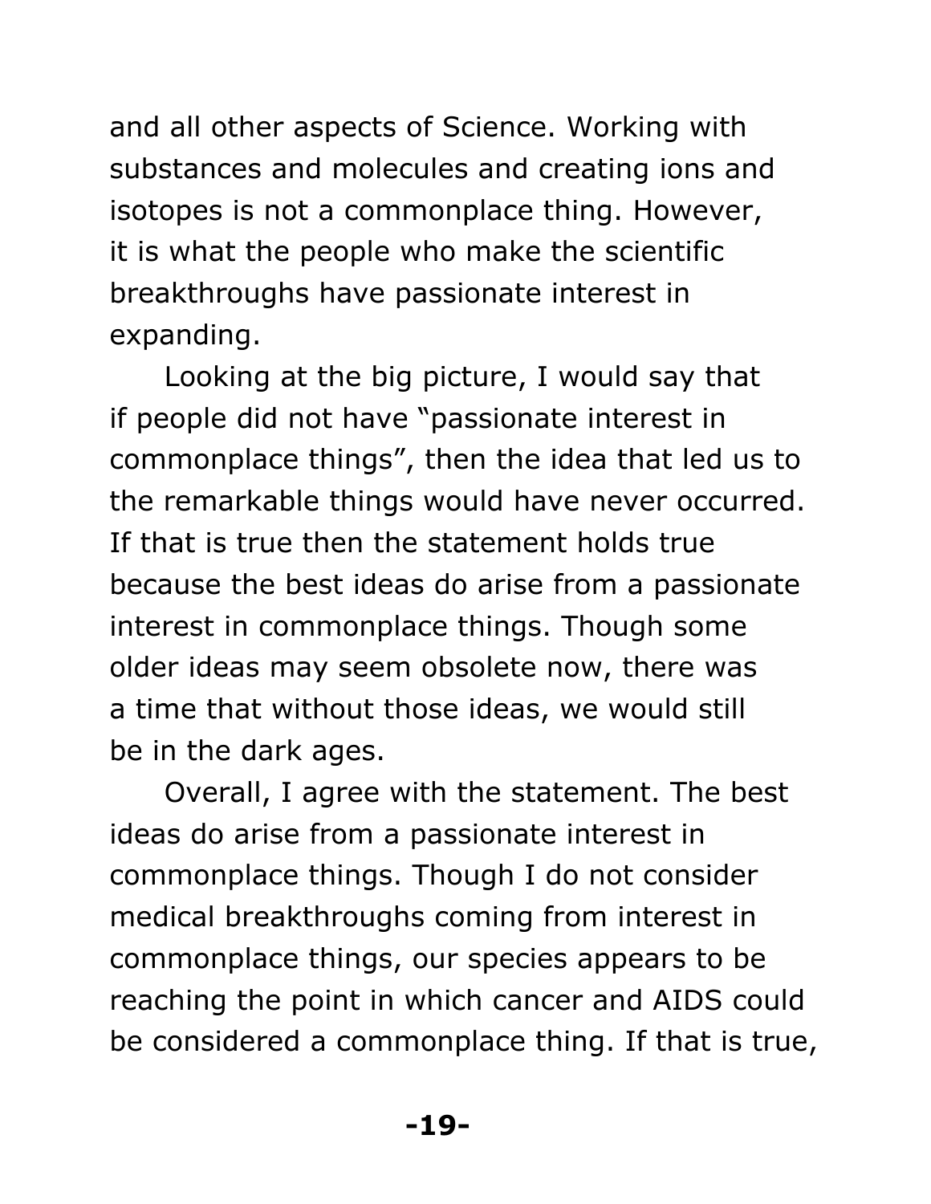and all other aspects of Science. Working with substances and molecules and creating ions and isotopes is not a commonplace thing. However, it is what the people who make the scientific breakthroughs have passionate interest in expanding.

Looking at the big picture, I would say that if people did not have "passionate interest in commonplace things", then the idea that led us to the remarkable things would have never occurred. If that is true then the statement holds true because the best ideas do arise from a passionate interest in commonplace things. Though some older ideas may seem obsolete now, there was a time that without those ideas, we would still be in the dark ages.

Overall, I agree with the statement. The best ideas do arise from a passionate interest in commonplace things. Though I do not consider medical breakthroughs coming from interest in commonplace things, our species appears to be reaching the point in which cancer and AIDS could be considered a commonplace thing. If that is true,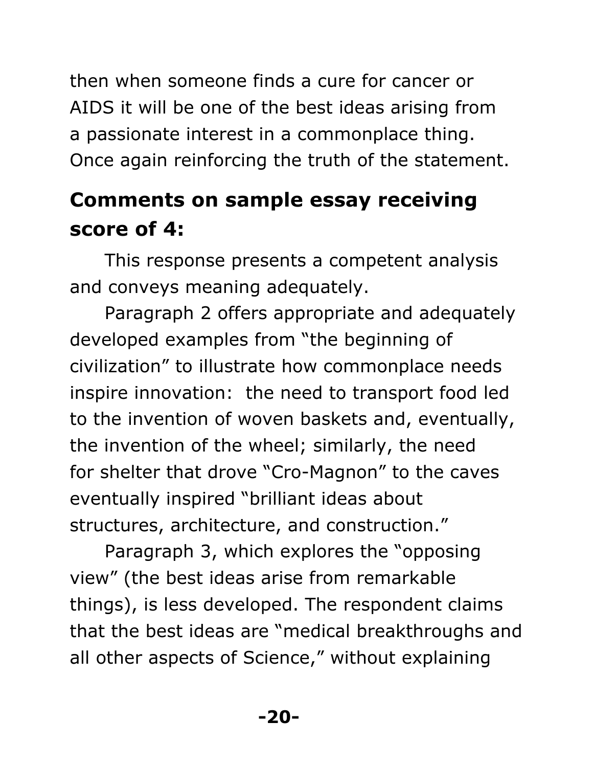then when someone finds a cure for cancer or AIDS it will be one of the best ideas arising from a passionate interest in a commonplace thing. Once again reinforcing the truth of the statement.

## Comments on sample essay receiving score of 4:

This response presents a competent analysis and conveys meaning adequately.

Paragraph 2 offers appropriate and adequately developed examples from "the beginning of civilization" to illustrate how commonplace needs inspire innovation:  the need to transport food led to the invention of woven baskets and, eventually, the invention of the wheel; similarly, the need for shelter that drove "Cro-Magnon" to the caves eventually inspired "brilliant ideas about structures, architecture, and construction."

Paragraph 3, which explores the "opposing view" (the best ideas arise from remarkable things), is less developed. The respondent claims that the best ideas are "medical breakthroughs and all other aspects of Science," without explaining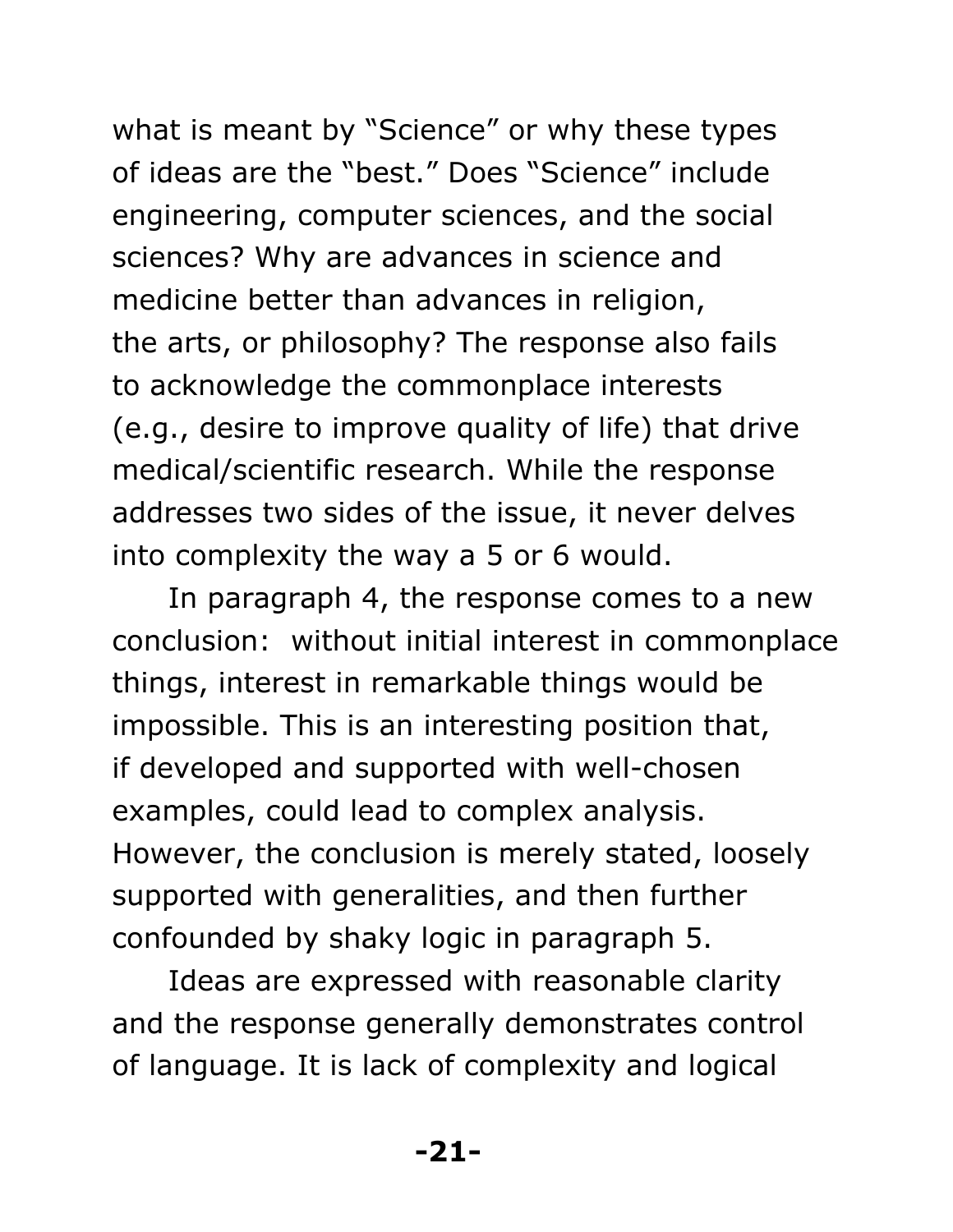what is meant by "Science" or why these types of ideas are the "best." Does "Science" include engineering, computer sciences, and the social sciences? Why are advances in science and medicine better than advances in religion, the arts, or philosophy? The response also fails to acknowledge the commonplace interests (e.g., desire to improve quality of life) that drive medical/scientific research. While the response addresses two sides of the issue, it never delves into complexity the way a 5 or 6 would.

In paragraph 4, the response comes to a new conclusion: without initial interest in commonplace things, interest in remarkable things would be impossible. This is an interesting position that, if developed and supported with well-chosen examples, could lead to complex analysis. However, the conclusion is merely stated, loosely supported with generalities, and then further confounded by shaky logic in paragraph 5.

Ideas are expressed with reasonable clarity and the response generally demonstrates control of language. It is lack of complexity and logical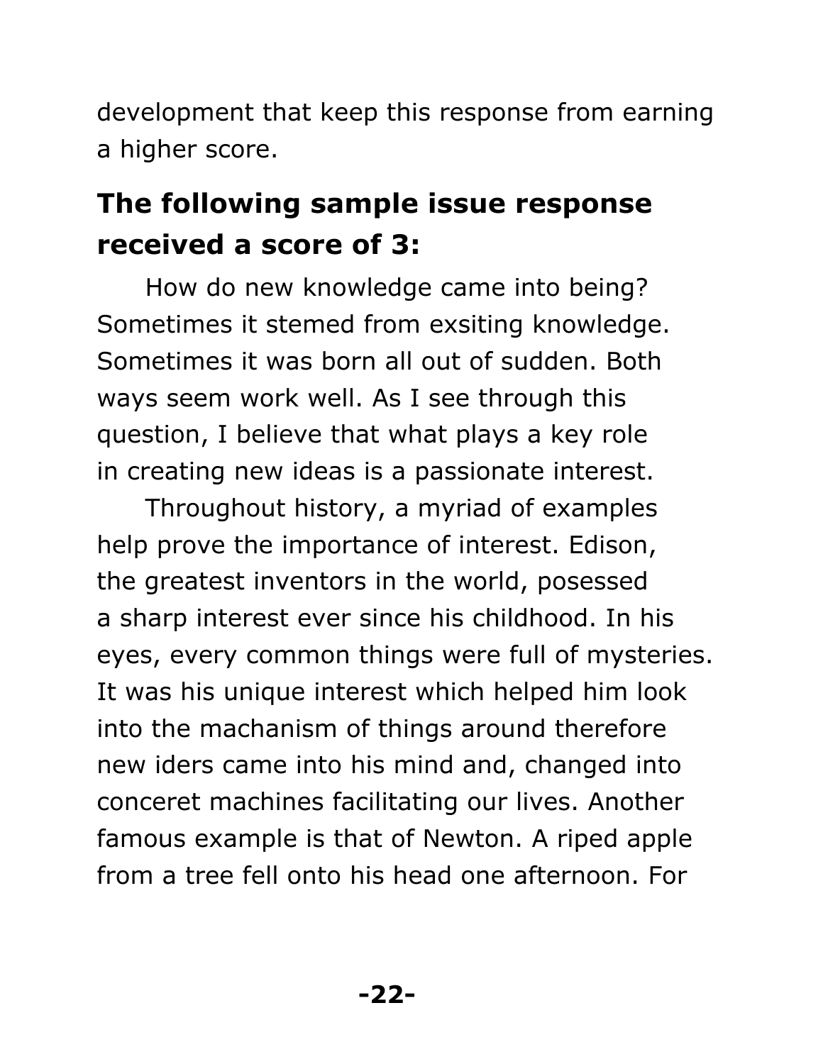development that keep this response from earning a higher score.

## The following sample issue response received a score of 3:

How do new knowledge came into being? Sometimes it stemed from exsiting knowledge. Sometimes it was born all out of sudden. Both ways seem work well. As I see through this question, I believe that what plays a key role in creating new ideas is a passionate interest.

Throughout history, a myriad of examples help prove the importance of interest. Edison, the greatest inventors in the world, posessed a sharp interest ever since his childhood. In his eyes, every common things were full of mysteries. It was his unique interest which helped him look into the machanism of things around therefore new iders came into his mind and, changed into conceret machines facilitating our lives. Another famous example is that of Newton. A riped apple from a tree fell onto his head one afternoon. For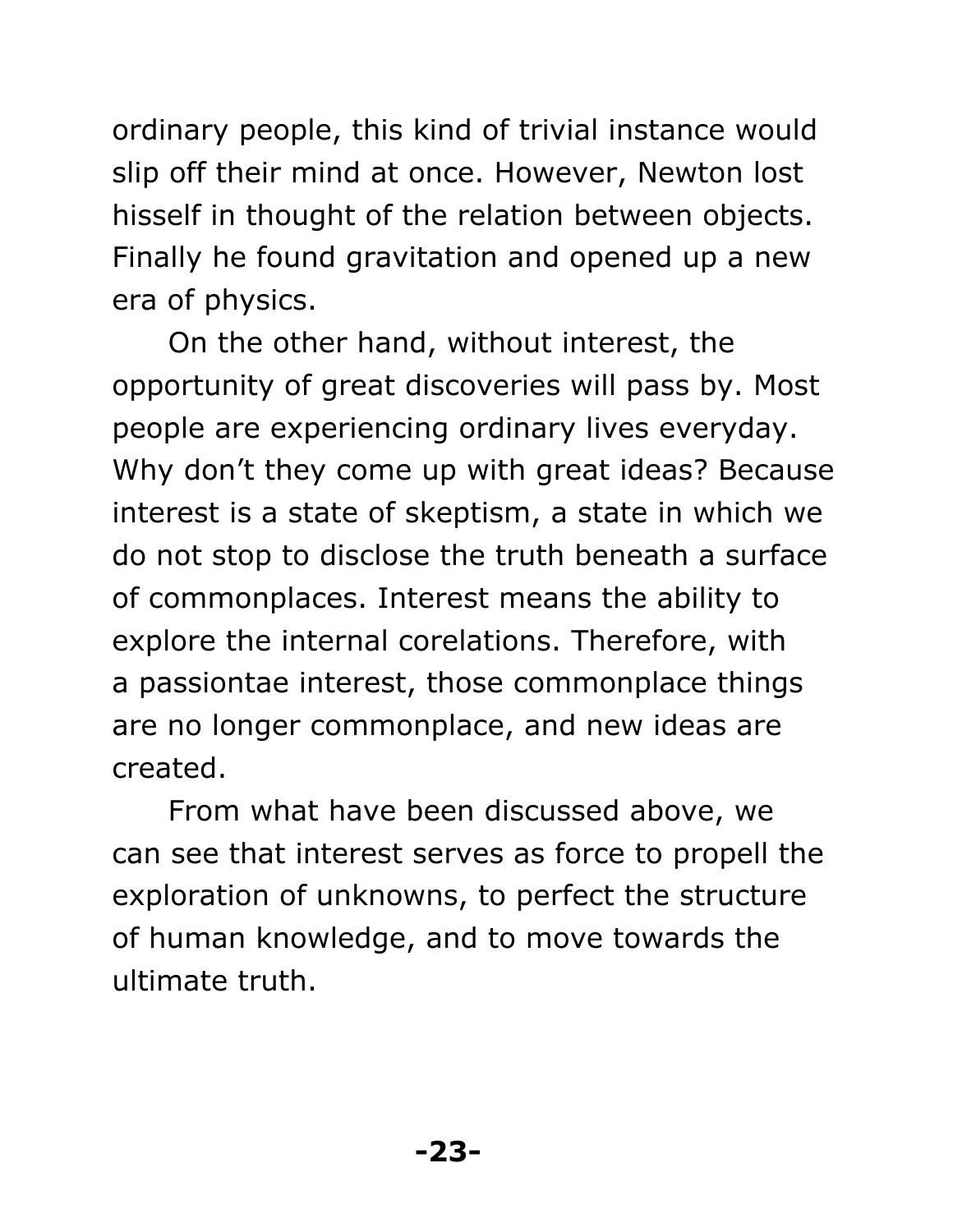ordinary people, this kind of trivial instance would slip off their mind at once. However, Newton lost hisself in thought of the relation between objects. Finally he found gravitation and opened up a new era of physics.

On the other hand, without interest, the opportunity of great discoveries will pass by. Most people are experiencing ordinary lives everyday. Why don't they come up with great ideas? Because interest is a state of skeptism, a state in which we do not stop to disclose the truth beneath a surface of commonplaces. Interest means the ability to explore the internal corelations. Therefore, with a passiontae interest, those commonplace things are no longer commonplace, and new ideas are created.

From what have been discussed above, we can see that interest serves as force to propell the exploration of unknowns, to perfect the structure of human knowledge, and to move towards the ultimate truth.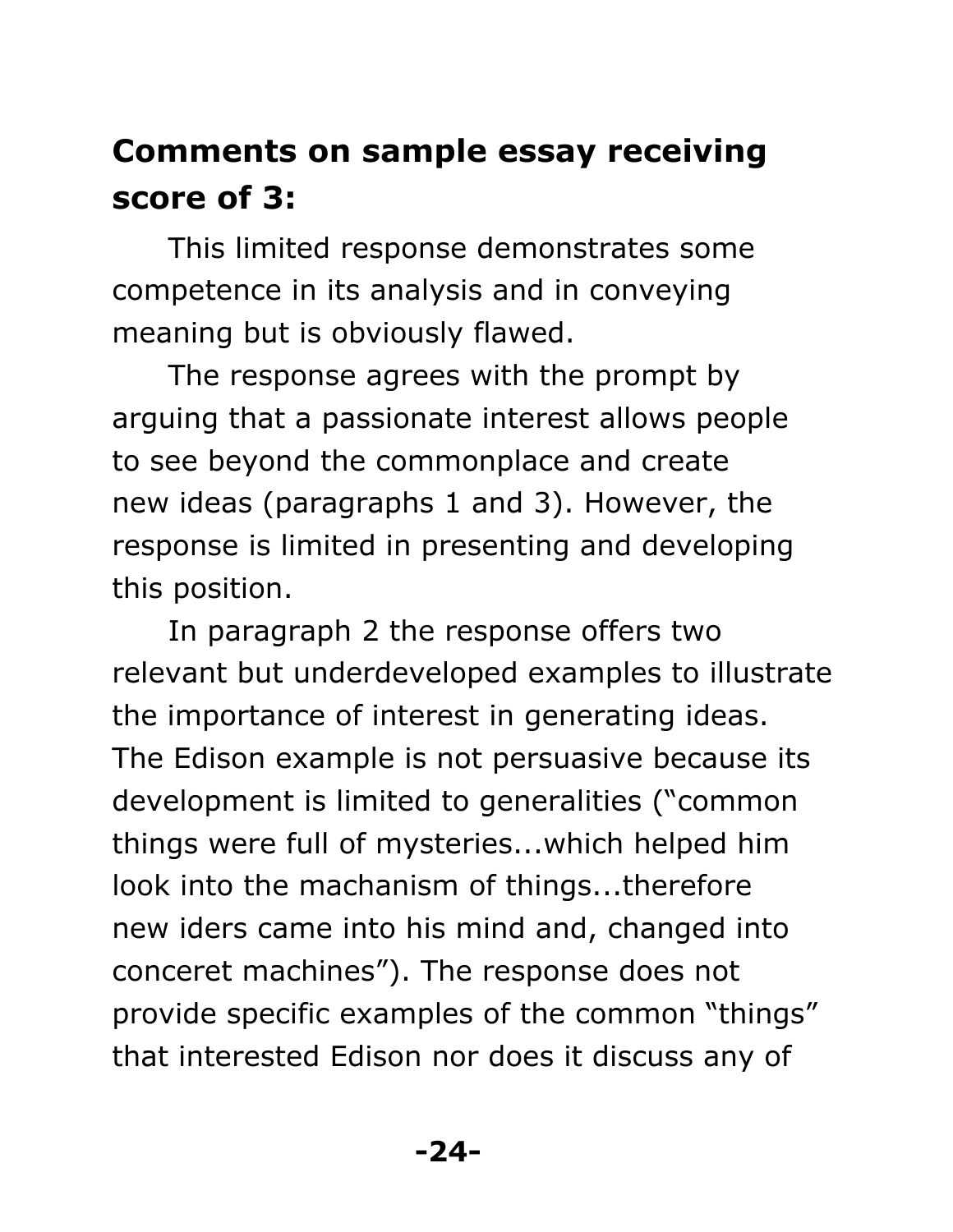## Comments on sample essay receiving score of 3:

This limited response demonstrates some competence in its analysis and in conveying meaning but is obviously flawed.

The response agrees with the prompt by arguing that a passionate interest allows people to see beyond the commonplace and create new ideas (paragraphs 1 and 3). However, the response is limited in presenting and developing this position.

In paragraph 2 the response offers two relevant but underdeveloped examples to illustrate the importance of interest in generating ideas. The Edison example is not persuasive because its development is limited to generalities ("common things were full of mysteries...which helped him look into the machanism of things...therefore new iders came into his mind and, changed into conceret machines"). The response does not provide specific examples of the common "things" that interested Edison nor does it discuss any of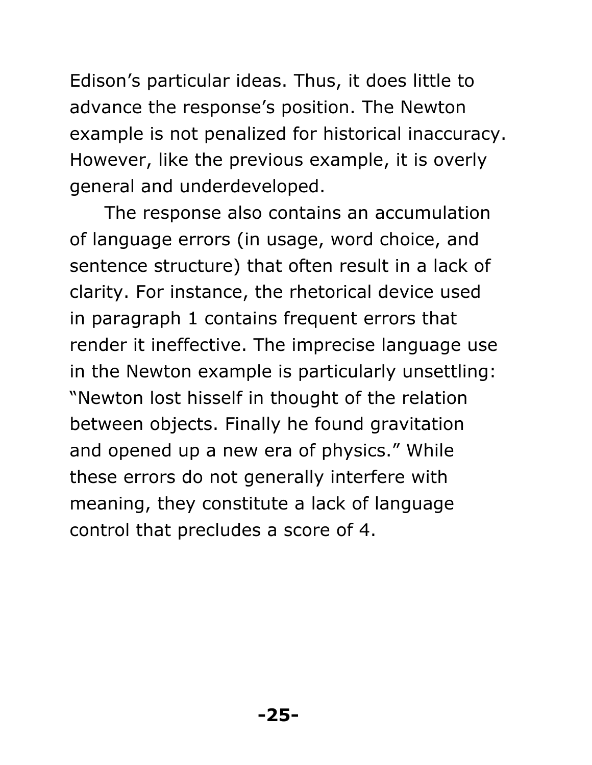Edison's particular ideas. Thus, it does little to advance the response's position. The Newton example is not penalized for historical inaccuracy. However, like the previous example, it is overly general and underdeveloped.

The response also contains an accumulation of language errors (in usage, word choice, and sentence structure) that often result in a lack of clarity. For instance, the rhetorical device used in paragraph 1 contains frequent errors that render it ineffective. The imprecise language use in the Newton example is particularly unsettling: "Newton lost hisself in thought of the relation between objects. Finally he found gravitation and opened up a new era of physics." While these errors do not generally interfere with meaning, they constitute a lack of language control that precludes a score of 4.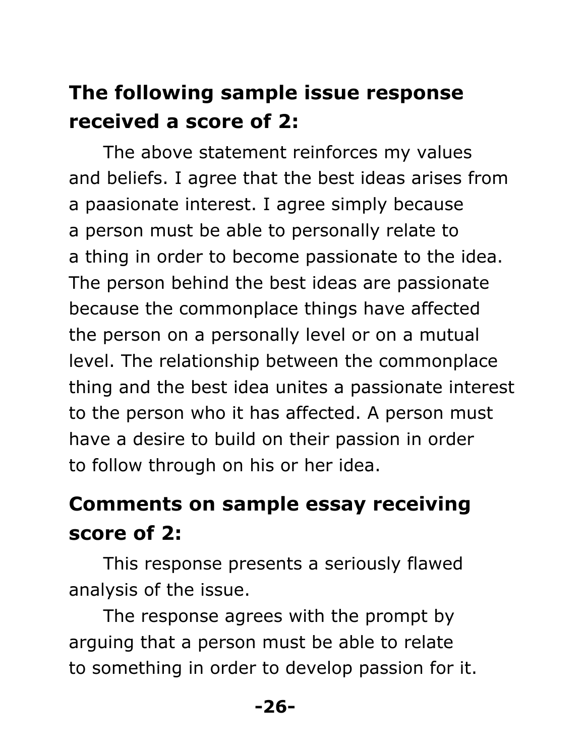### The following sample issue response received a score of 2:

The above statement reinforces my values and beliefs. I agree that the best ideas arises from a paasionate interest. I agree simply because a person must be able to personally relate to a thing in order to become passionate to the idea. The person behind the best ideas are passionate because the commonplace things have affected the person on a personally level or on a mutual level. The relationship between the commonplace thing and the best idea unites a passionate interest to the person who it has affected. A person must have a desire to build on their passion in order to follow through on his or her idea.

### Comments on sample essay receiving score of 2:

This response presents a seriously flawed analysis of the issue.

The response agrees with the prompt by arguing that a person must be able to relate to something in order to develop passion for it.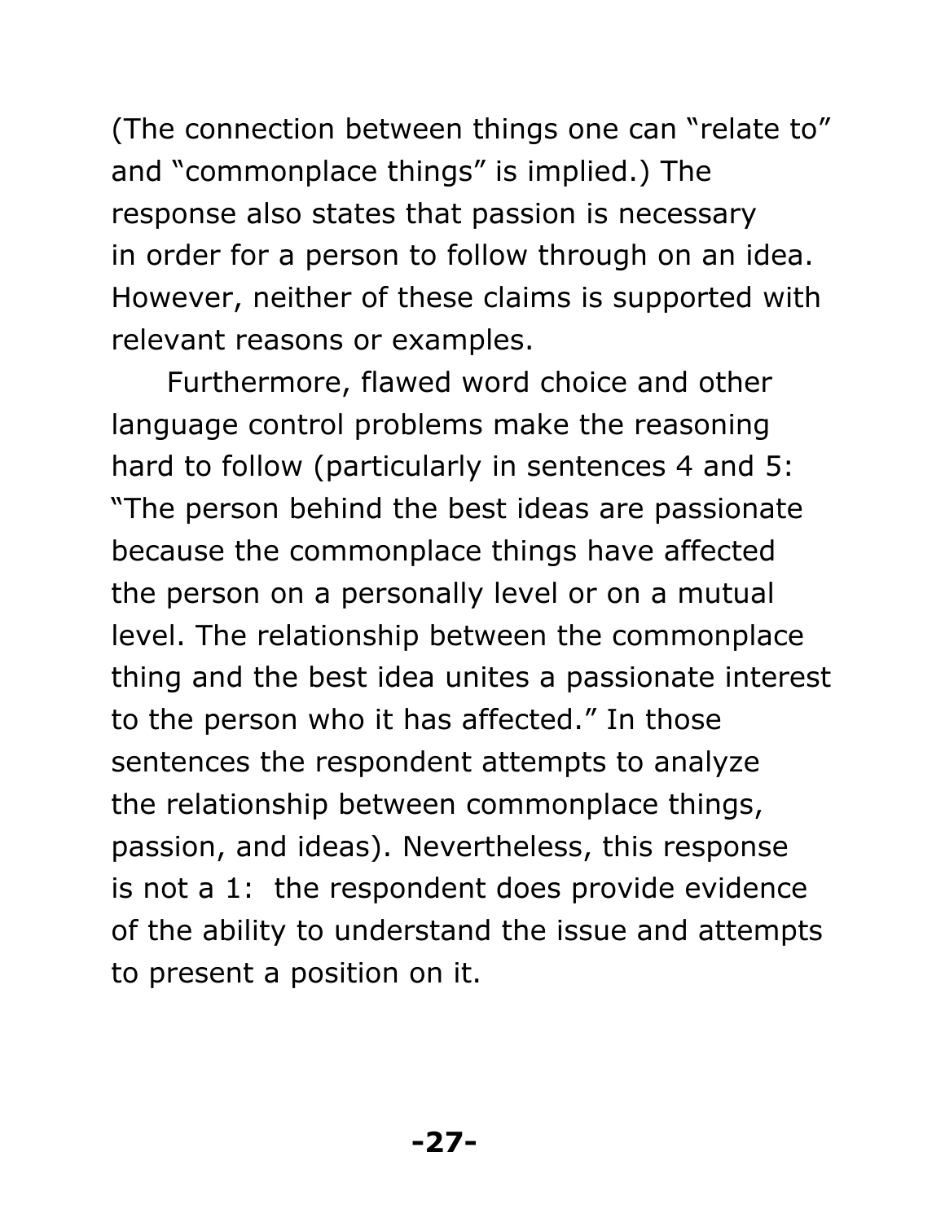(The connection between things one can "relate to" and "commonplace things" is implied.) The response also states that passion is necessary in order for a person to follow through on an idea. However, neither of these claims is supported with relevant reasons or examples.

Furthermore, flawed word choice and other language control problems make the reasoning hard to follow (particularly in sentences 4 and 5: "The person behind the best ideas are passionate because the commonplace things have affected the person on a personally level or on a mutual level. The relationship between the commonplace thing and the best idea unites a passionate interest to the person who it has affected." In those sentences the respondent attempts to analyze the relationship between commonplace things, passion, and ideas). Nevertheless, this response is not a 1: the respondent does provide evidence of the ability to understand the issue and attempts to present a position on it.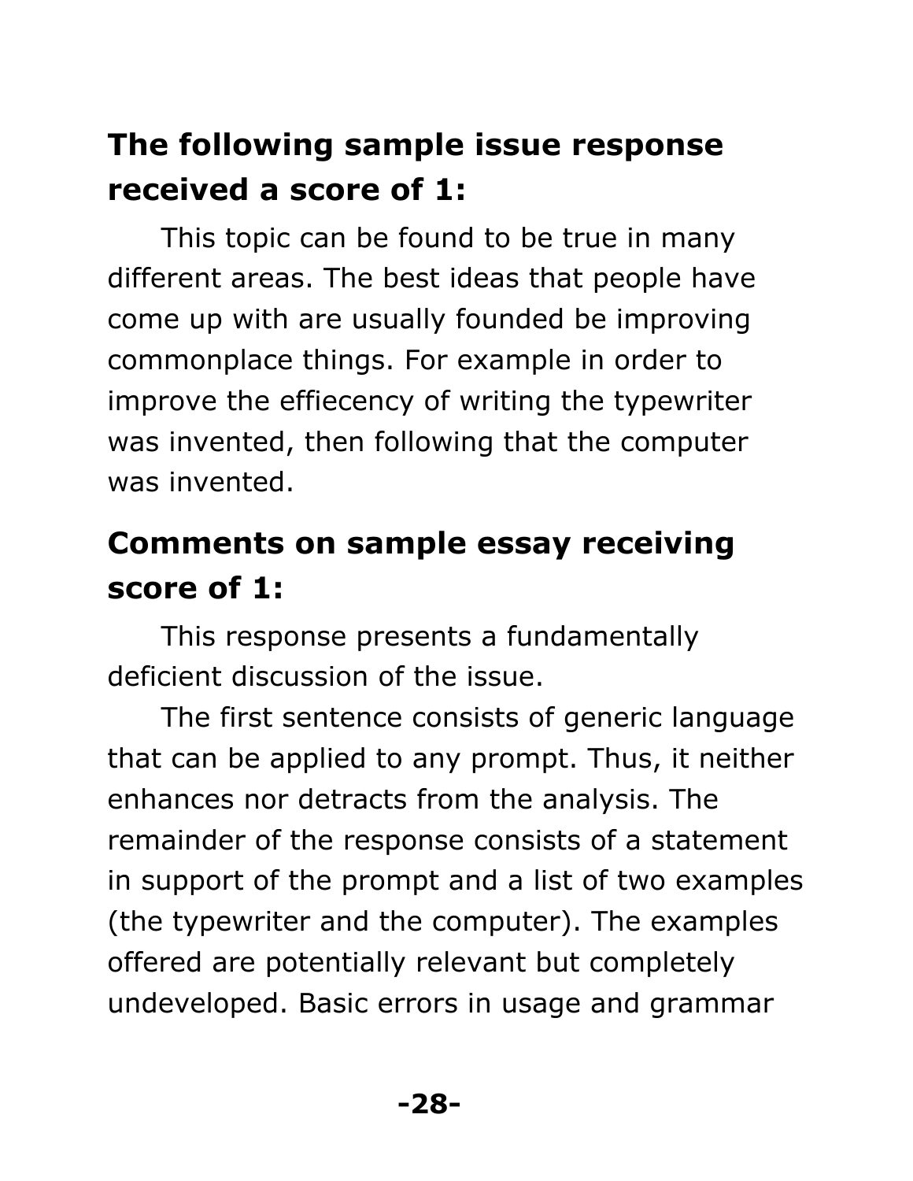## The following sample issue response received a score of 1:

This topic can be found to be true in many different areas. The best ideas that people have come up with are usually founded be improving commonplace things. For example in order to improve the effiecency of writing the typewriter was invented, then following that the computer was invented.

## Comments on sample essay receiving score of 1:

This response presents a fundamentally deficient discussion of the issue.

The first sentence consists of generic language that can be applied to any prompt. Thus, it neither enhances nor detracts from the analysis. The remainder of the response consists of a statement in support of the prompt and a list of two examples (the typewriter and the computer). The examples offered are potentially relevant but completely undeveloped. Basic errors in usage and grammar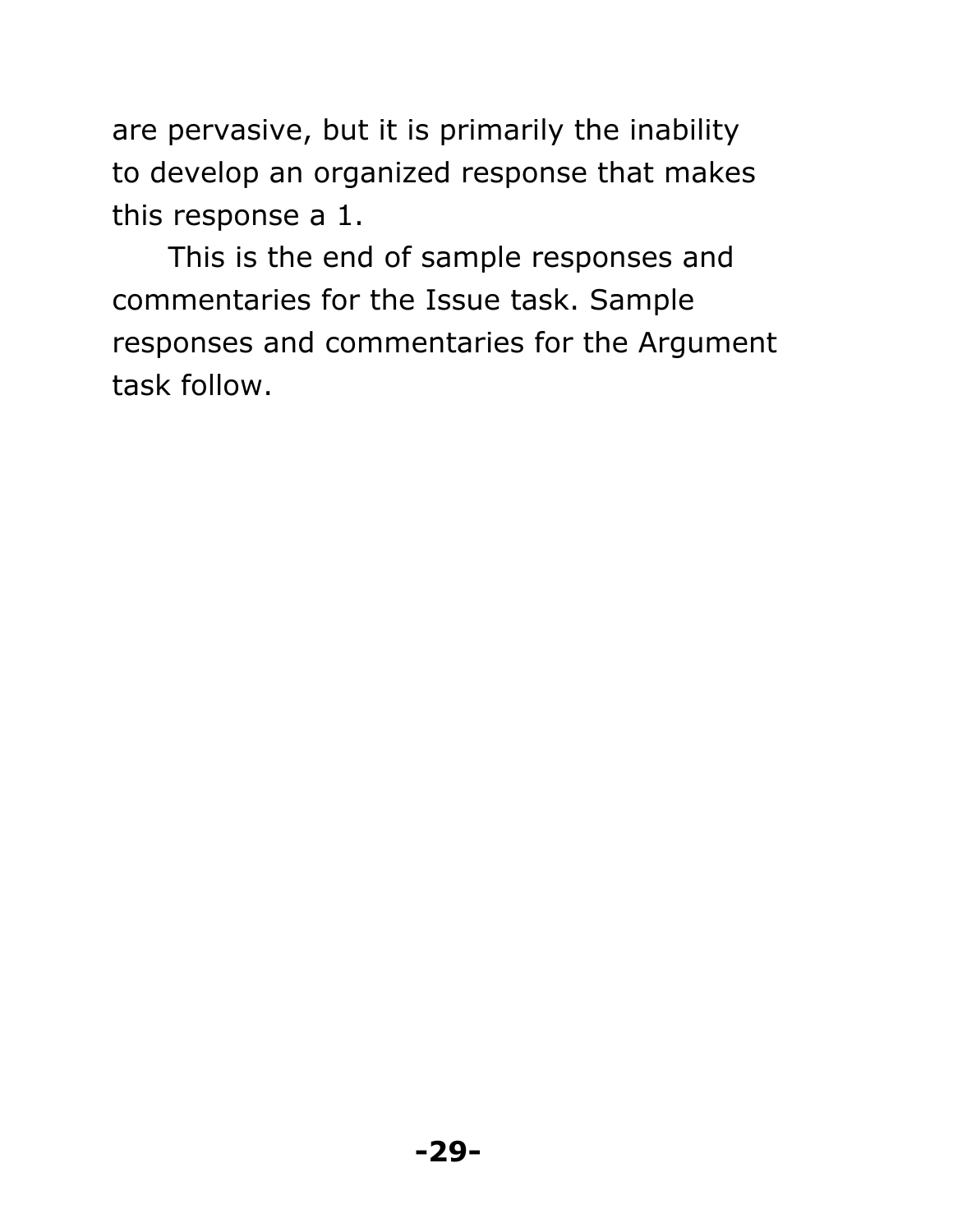are pervasive, but it is primarily the inability to develop an organized response that makes this response a 1.

This is the end of sample responses and commentaries for the Issue task. Sample responses and commentaries for the Argument task follow.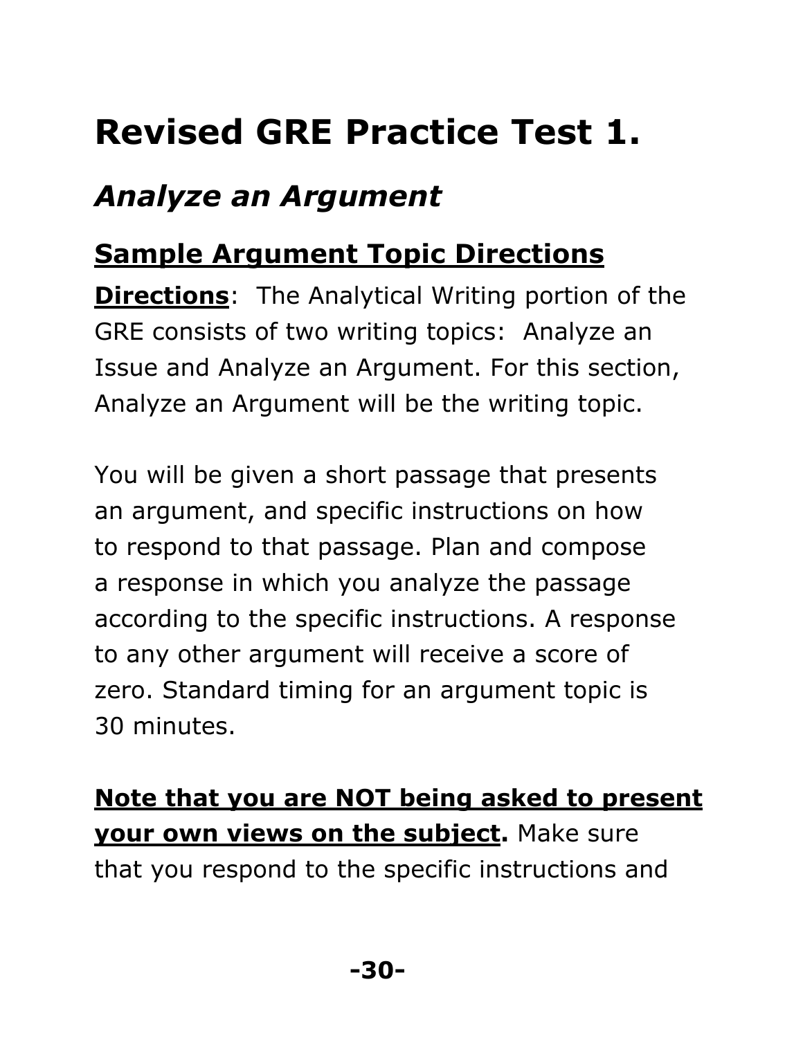# Revised GRE Practice Test 1.

## *Analyze an Argument*

### Sample Argument Topic Directions

**Directions**: The Analytical Writing portion of the GRE consists of two writing topics: Analyze an Issue and Analyze an Argument. For this section, Analyze an Argument will be the writing topic.

You will be given a short passage that presents an argument, and specific instructions on how to respond to that passage. Plan and compose a response in which you analyze the passage according to the specific instructions. A response to any other argument will receive a score of zero. Standard timing for an argument topic is 30 minutes.

**Note that you are NOT being asked to present your own views on the subject.** Make sure that you respond to the specific instructions and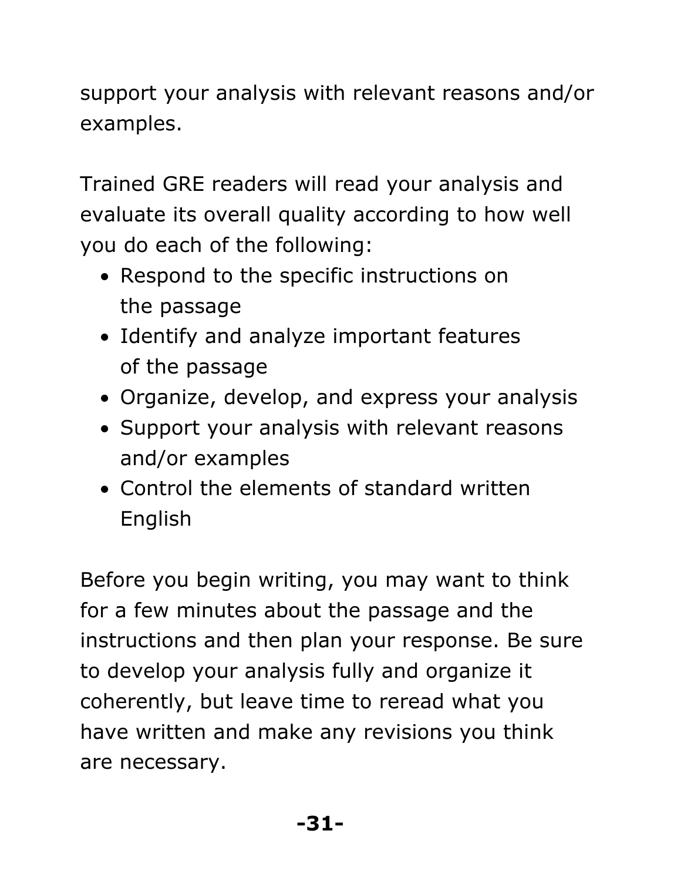support your analysis with relevant reasons and/or examples.

Trained GRE readers will read your analysis and evaluate its overall quality according to how well you do each of the following:

- Respond to the specific instructions on the passage
- Identify and analyze important features of the passage
- Organize, develop, and express your analysis
- Support your analysis with relevant reasons and/or examples
- Control the elements of standard written English

Before you begin writing, you may want to think for a few minutes about the passage and the instructions and then plan your response. Be sure to develop your analysis fully and organize it coherently, but leave time to reread what you have written and make any revisions you think are necessary.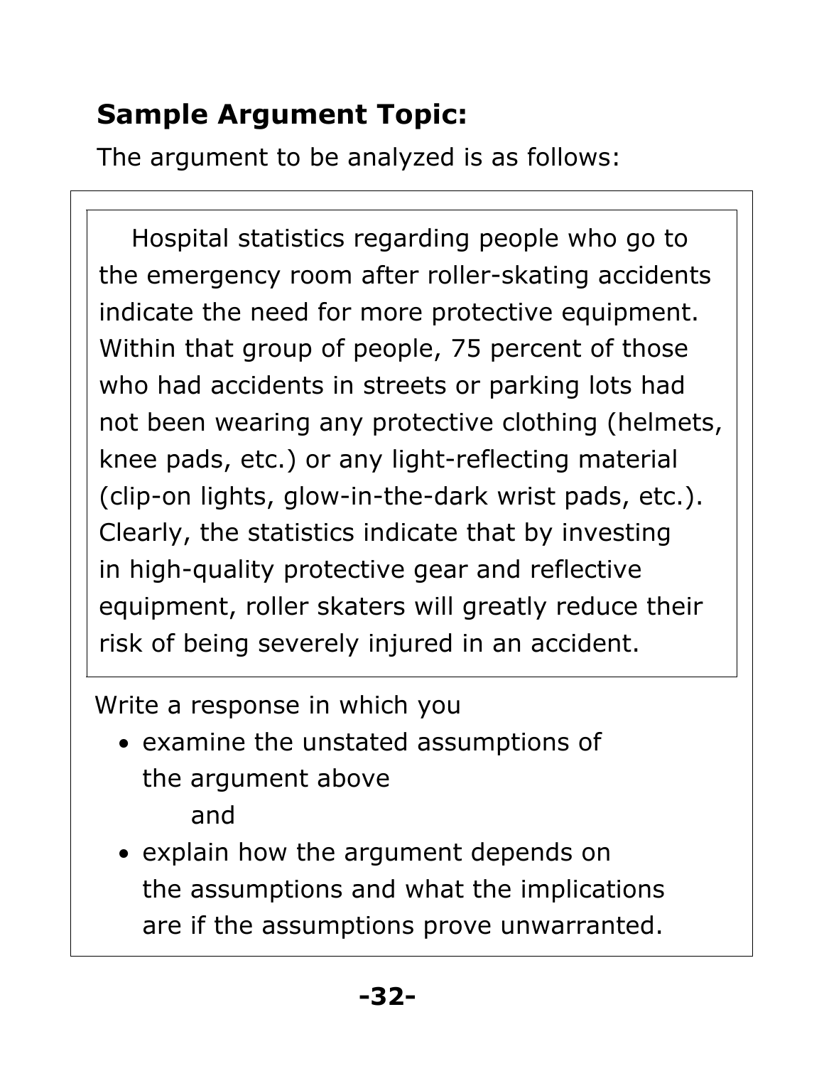## Sample Argument Topic:

The argument to be analyzed is as follows:

> Hospital statistics regarding people who go to the emergency room after roller-skating accidents indicate the need for more protective equipment. Within that group of people, 75 percent of those who had accidents in streets or parking lots had not been wearing any protective clothing (helmets, knee pads, etc.) or any light-reflecting material (clip-on lights, glow-in-the-dark wrist pads, etc.). Clearly, the statistics indicate that by investing in high-quality protective gear and reflective equipment, roller skaters will greatly reduce their risk of being severely injured in an accident.

Write a response in which you

- examine the unstated assumptions of the argument above

  and

- explain how the argument depends on the assumptions and what the implications are if the assumptions prove unwarranted.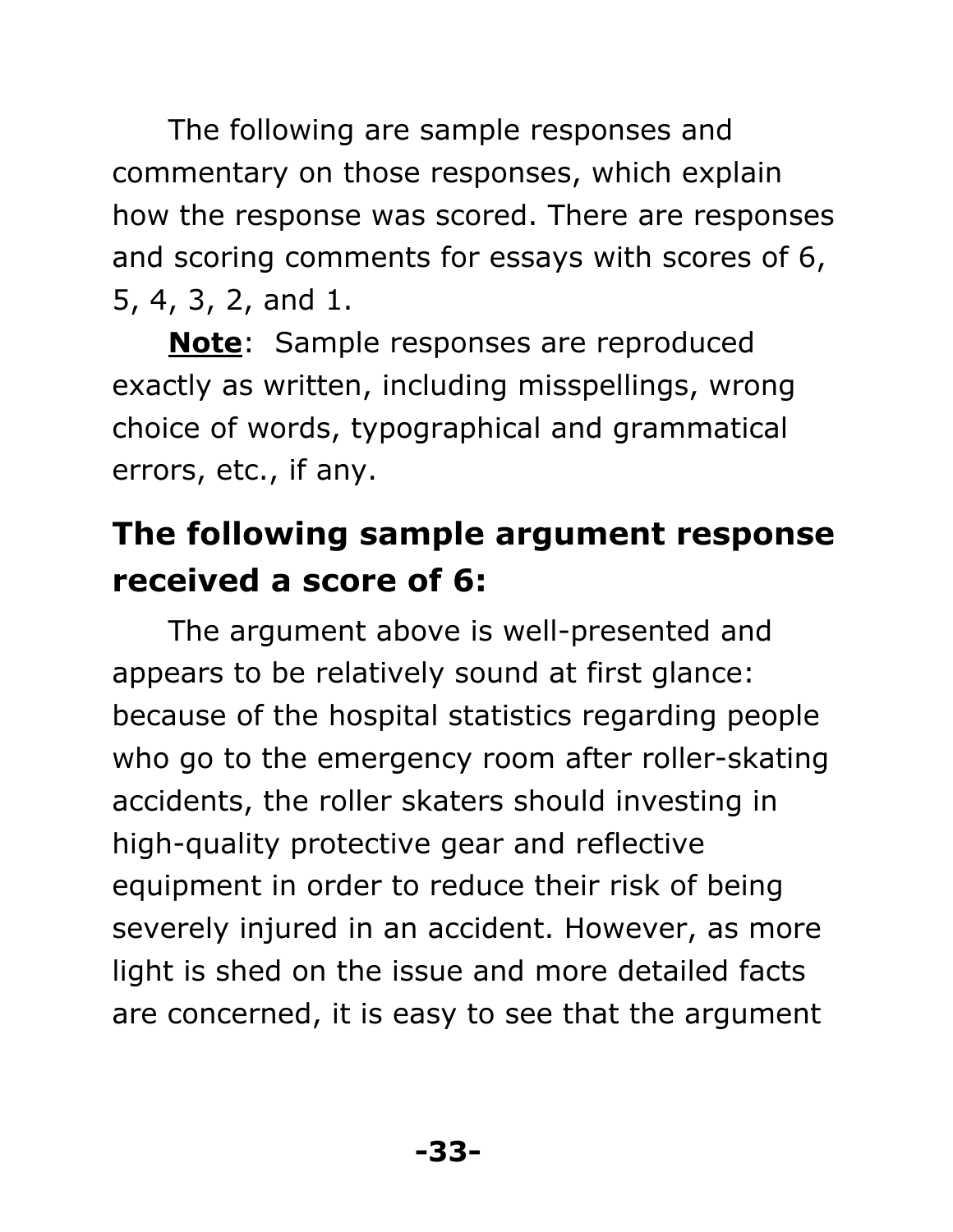The following are sample responses and commentary on those responses, which explain how the response was scored. There are responses and scoring comments for essays with scores of 6, 5, 4, 3, 2, and 1.

**Note**: Sample responses are reproduced exactly as written, including misspellings, wrong choice of words, typographical and grammatical errors, etc., if any.

## The following sample argument response received a score of 6:

The argument above is well-presented and appears to be relatively sound at first glance: because of the hospital statistics regarding people who go to the emergency room after roller-skating accidents, the roller skaters should investing in high-quality protective gear and reflective equipment in order to reduce their risk of being severely injured in an accident. However, as more light is shed on the issue and more detailed facts are concerned, it is easy to see that the argument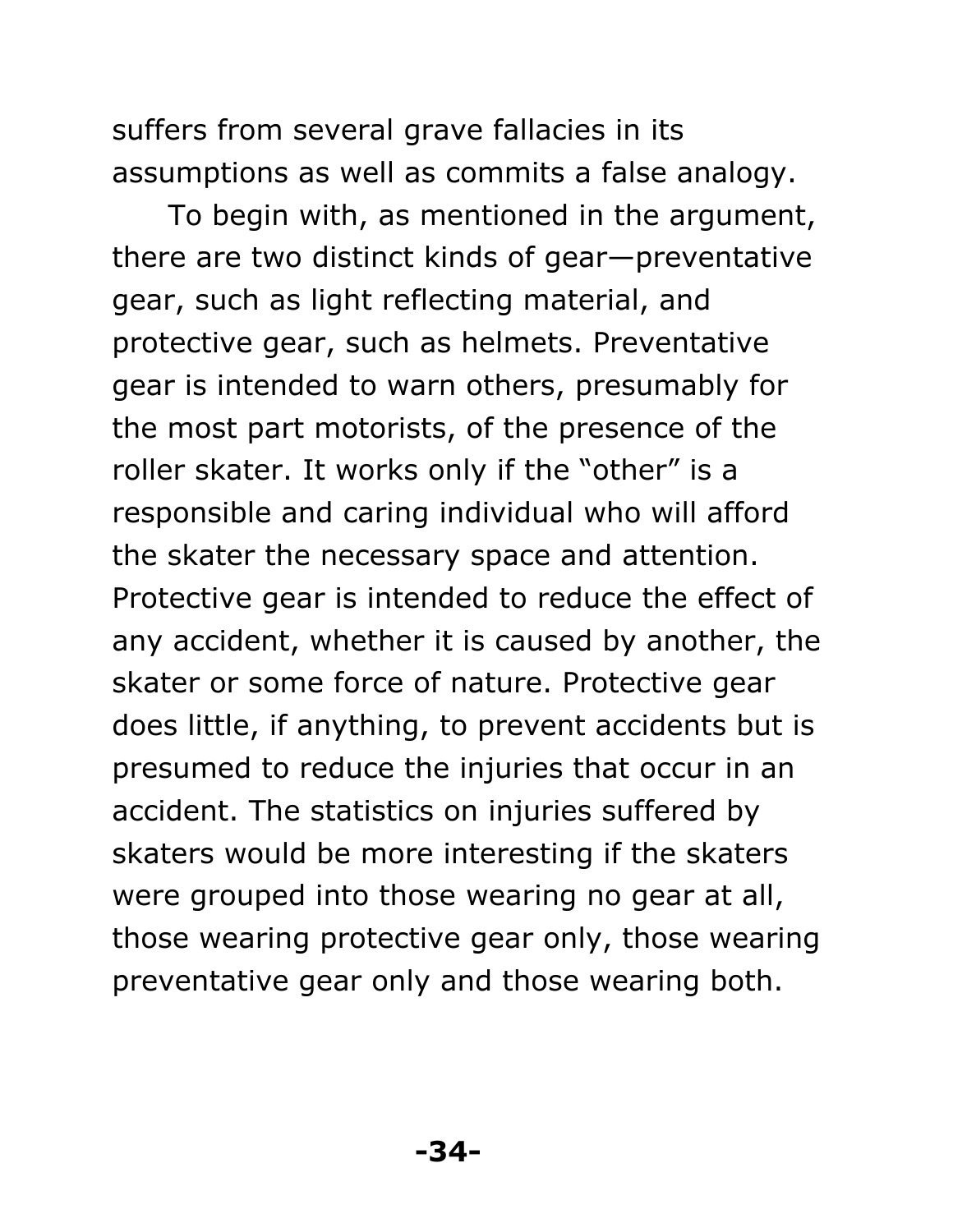suffers from several grave fallacies in its assumptions as well as commits a false analogy.

To begin with, as mentioned in the argument, there are two distinct kinds of gear—preventative gear, such as light reflecting material, and protective gear, such as helmets. Preventative gear is intended to warn others, presumably for the most part motorists, of the presence of the roller skater. It works only if the "other" is a responsible and caring individual who will afford the skater the necessary space and attention. Protective gear is intended to reduce the effect of any accident, whether it is caused by another, the skater or some force of nature. Protective gear does little, if anything, to prevent accidents but is presumed to reduce the injuries that occur in an accident. The statistics on injuries suffered by skaters would be more interesting if the skaters were grouped into those wearing no gear at all, those wearing protective gear only, those wearing preventative gear only and those wearing both.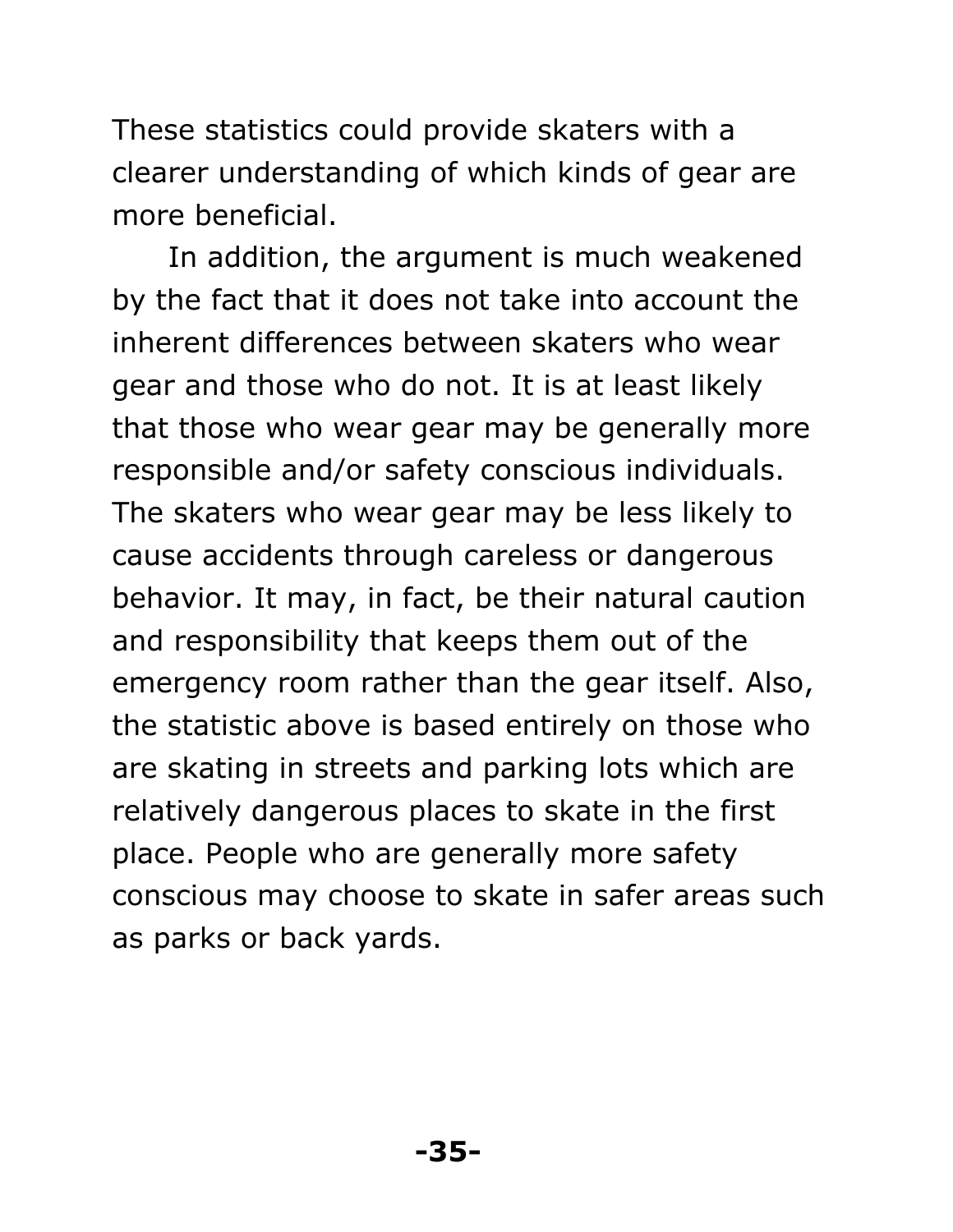These statistics could provide skaters with a clearer understanding of which kinds of gear are more beneficial.

In addition, the argument is much weakened by the fact that it does not take into account the inherent differences between skaters who wear gear and those who do not. It is at least likely that those who wear gear may be generally more responsible and/or safety conscious individuals. The skaters who wear gear may be less likely to cause accidents through careless or dangerous behavior. It may, in fact, be their natural caution and responsibility that keeps them out of the emergency room rather than the gear itself. Also, the statistic above is based entirely on those who are skating in streets and parking lots which are relatively dangerous places to skate in the first place. People who are generally more safety conscious may choose to skate in safer areas such as parks or back yards.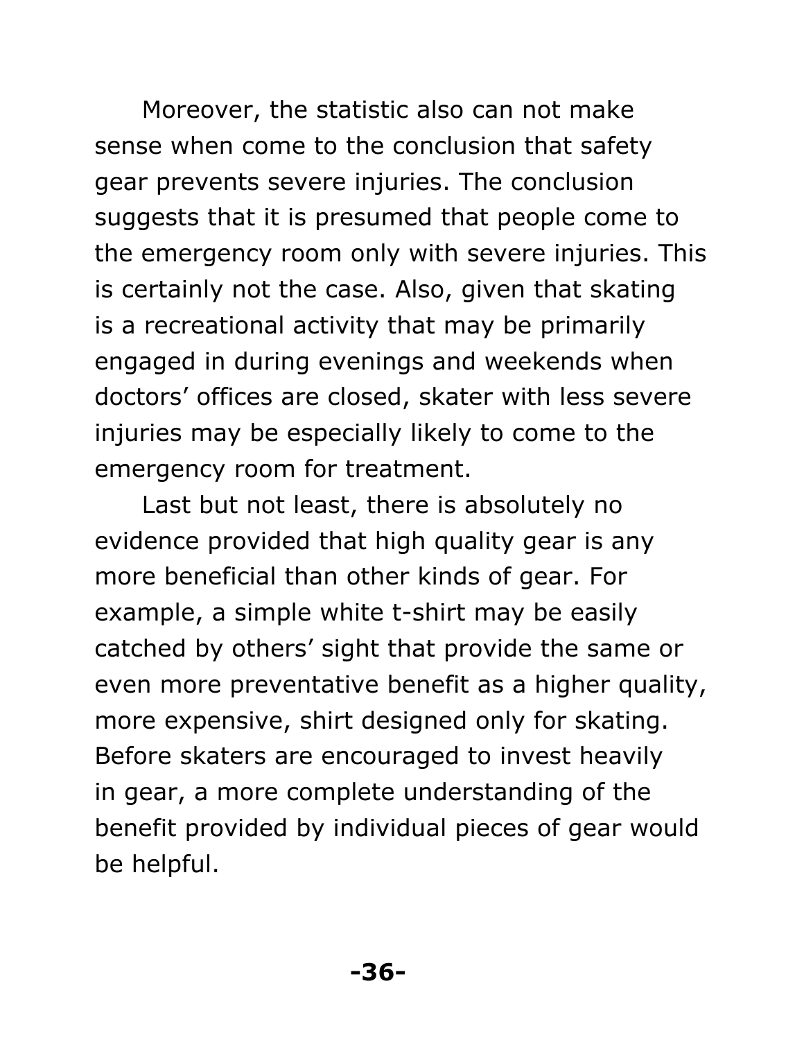Moreover, the statistic also can not make sense when come to the conclusion that safety gear prevents severe injuries. The conclusion suggests that it is presumed that people come to the emergency room only with severe injuries. This is certainly not the case. Also, given that skating is a recreational activity that may be primarily engaged in during evenings and weekends when doctors' offices are closed, skater with less severe injuries may be especially likely to come to the emergency room for treatment.

Last but not least, there is absolutely no evidence provided that high quality gear is any more beneficial than other kinds of gear. For example, a simple white t-shirt may be easily catched by others' sight that provide the same or even more preventative benefit as a higher quality, more expensive, shirt designed only for skating. Before skaters are encouraged to invest heavily in gear, a more complete understanding of the benefit provided by individual pieces of gear would be helpful.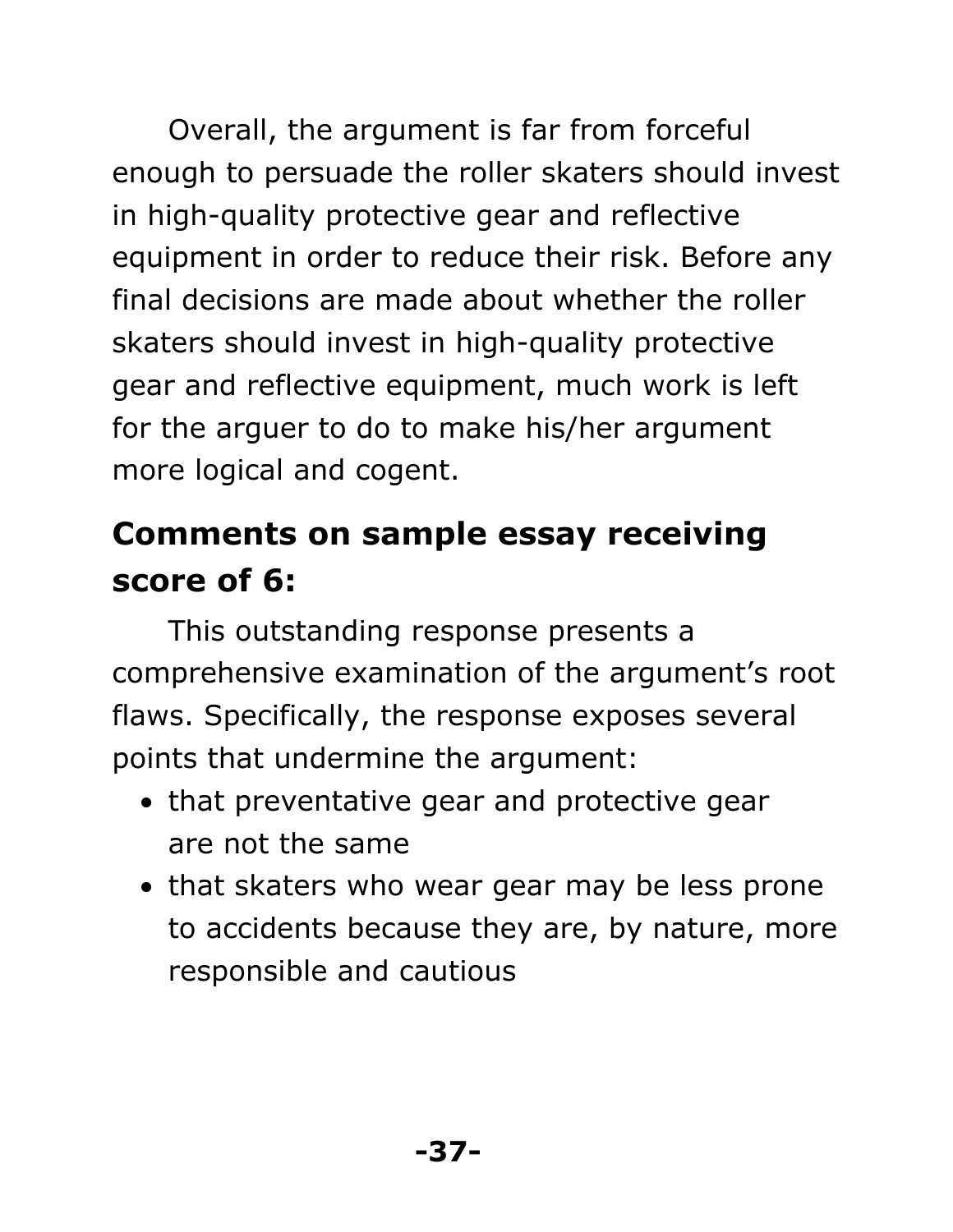Overall, the argument is far from forceful enough to persuade the roller skaters should invest in high-quality protective gear and reflective equipment in order to reduce their risk. Before any final decisions are made about whether the roller skaters should invest in high-quality protective gear and reflective equipment, much work is left for the arguer to do to make his/her argument more logical and cogent.

## Comments on sample essay receiving score of 6:

This outstanding response presents a comprehensive examination of the argument's root flaws. Specifically, the response exposes several points that undermine the argument:

- that preventative gear and protective gear are not the same
- that skaters who wear gear may be less prone to accidents because they are, by nature, more responsible and cautious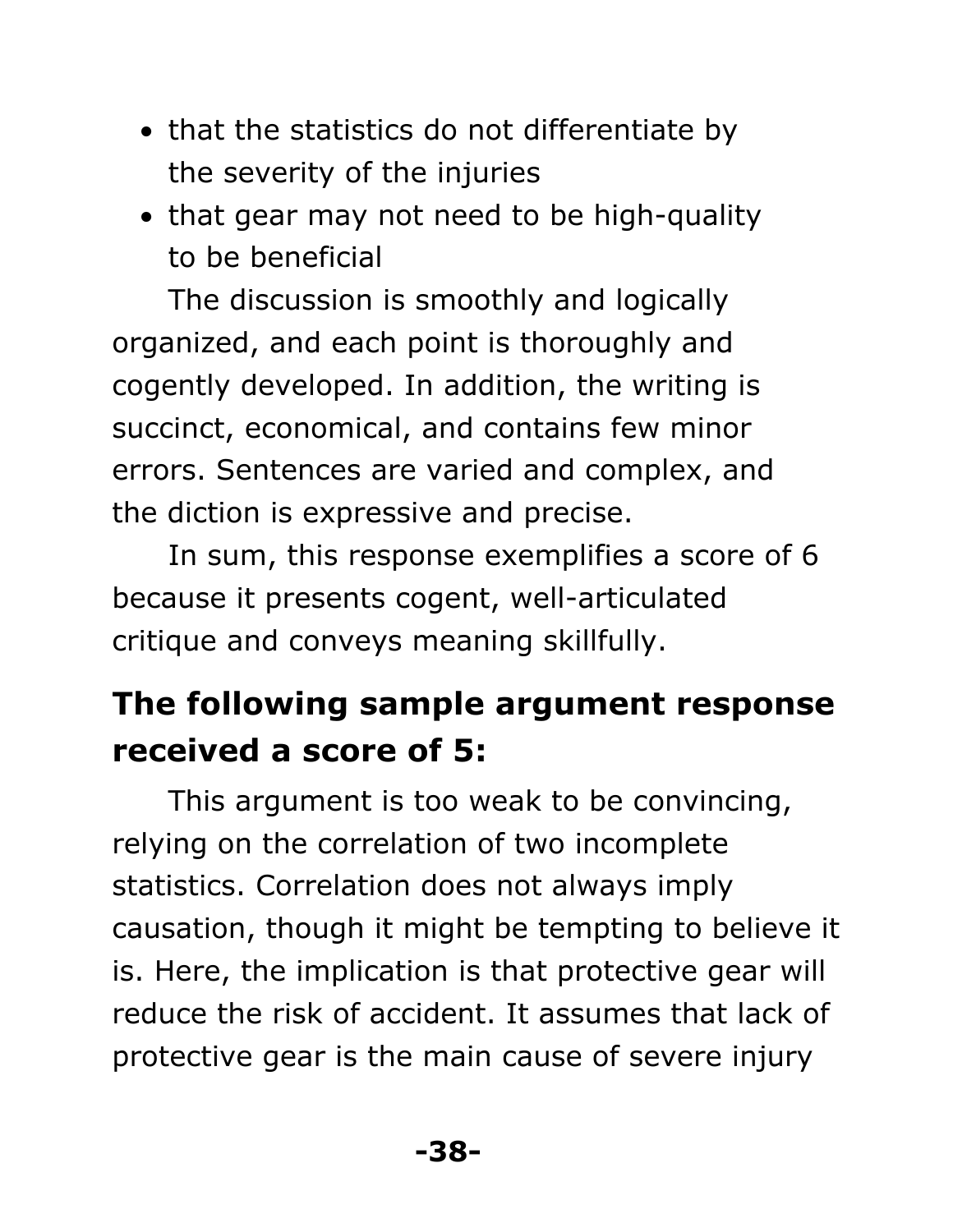- that the statistics do not differentiate by the severity of the injuries
- that gear may not need to be high-quality to be beneficial

The discussion is smoothly and logically organized, and each point is thoroughly and cogently developed. In addition, the writing is succinct, economical, and contains few minor errors. Sentences are varied and complex, and the diction is expressive and precise.

In sum, this response exemplifies a score of 6 because it presents cogent, well-articulated critique and conveys meaning skillfully.

## The following sample argument response received a score of 5:

This argument is too weak to be convincing, relying on the correlation of two incomplete statistics. Correlation does not always imply causation, though it might be tempting to believe it is. Here, the implication is that protective gear will reduce the risk of accident. It assumes that lack of protective gear is the main cause of severe injury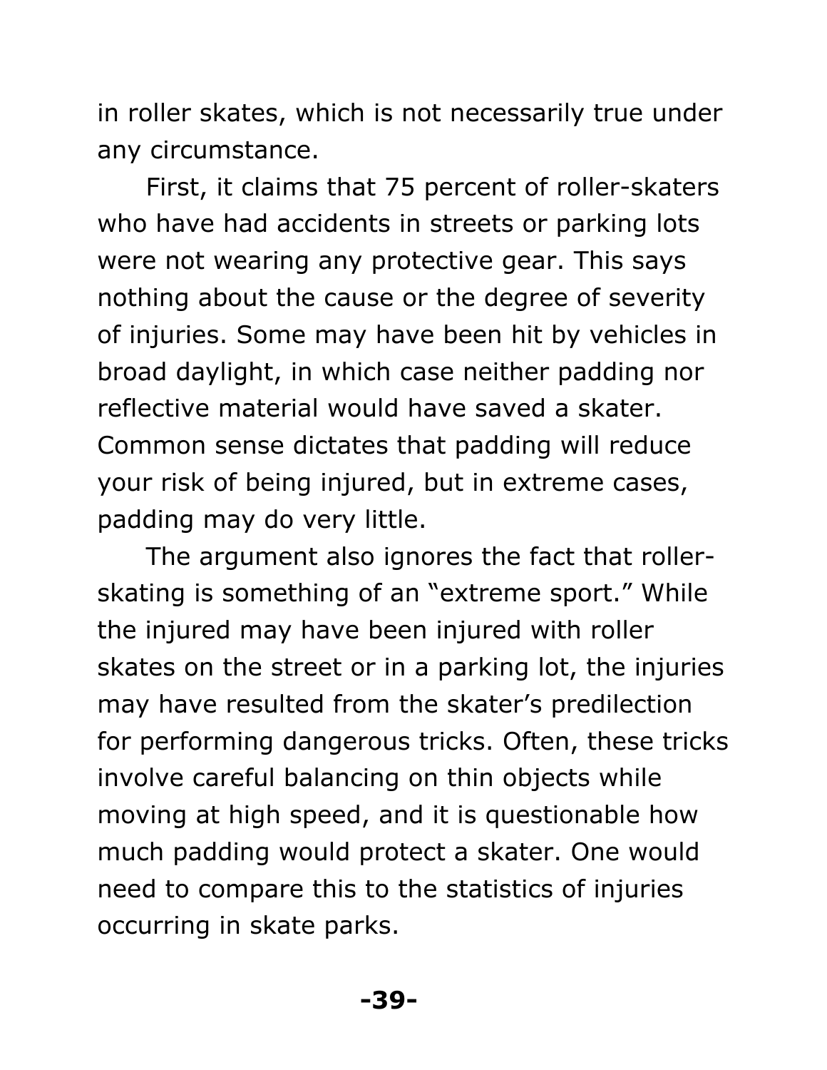in roller skates, which is not necessarily true under any circumstance.

First, it claims that 75 percent of roller-skaters who have had accidents in streets or parking lots were not wearing any protective gear. This says nothing about the cause or the degree of severity of injuries. Some may have been hit by vehicles in broad daylight, in which case neither padding nor reflective material would have saved a skater. Common sense dictates that padding will reduce your risk of being injured, but in extreme cases, padding may do very little.

The argument also ignores the fact that roller-skating is something of an "extreme sport." While the injured may have been injured with roller skates on the street or in a parking lot, the injuries may have resulted from the skater's predilection for performing dangerous tricks. Often, these tricks involve careful balancing on thin objects while moving at high speed, and it is questionable how much padding would protect a skater. One would need to compare this to the statistics of injuries occurring in skate parks.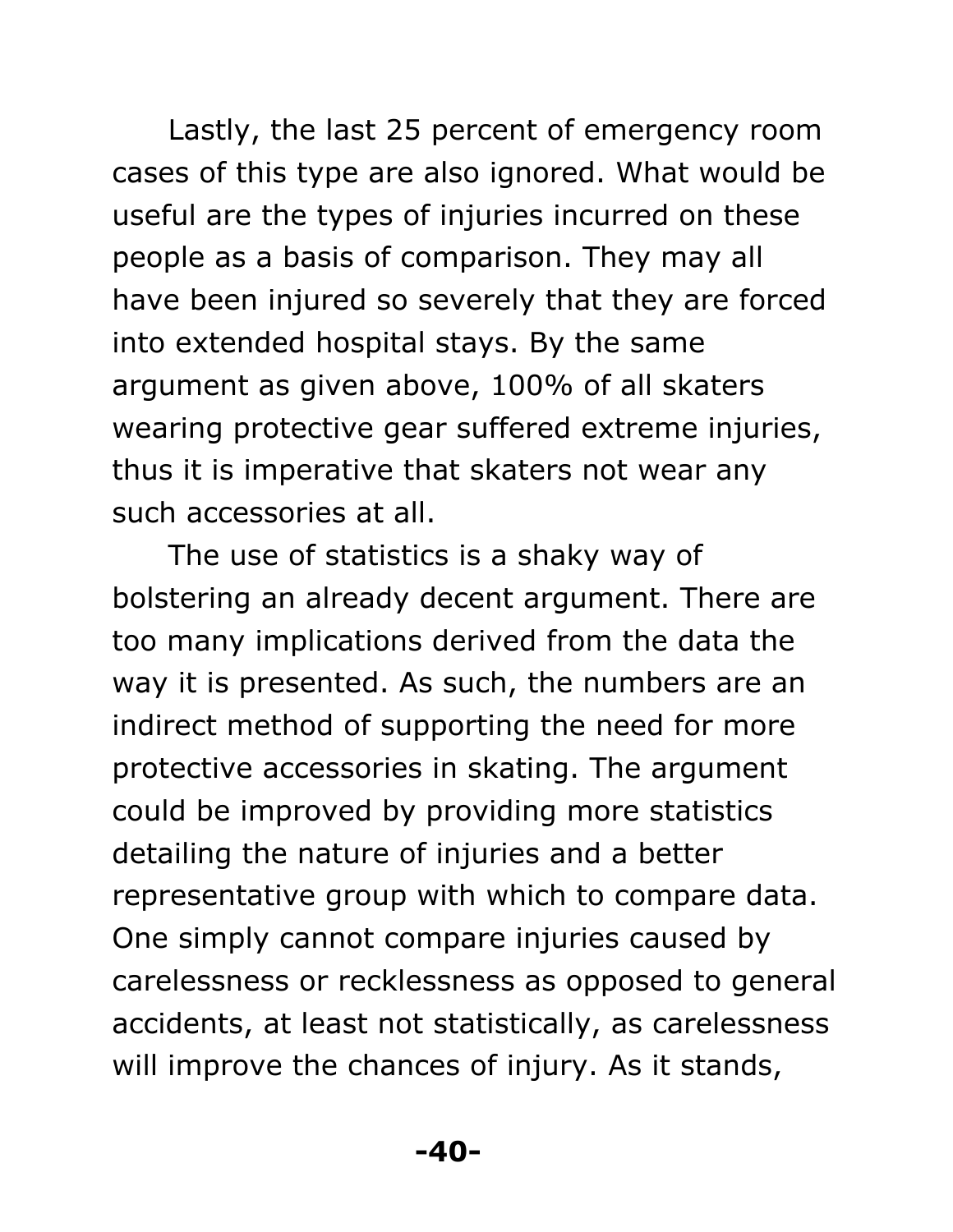Lastly, the last 25 percent of emergency room cases of this type are also ignored. What would be useful are the types of injuries incurred on these people as a basis of comparison. They may all have been injured so severely that they are forced into extended hospital stays. By the same argument as given above, 100% of all skaters wearing protective gear suffered extreme injuries, thus it is imperative that skaters not wear any such accessories at all.

The use of statistics is a shaky way of bolstering an already decent argument. There are too many implications derived from the data the way it is presented. As such, the numbers are an indirect method of supporting the need for more protective accessories in skating. The argument could be improved by providing more statistics detailing the nature of injuries and a better representative group with which to compare data. One simply cannot compare injuries caused by carelessness or recklessness as opposed to general accidents, at least not statistically, as carelessness will improve the chances of injury. As it stands,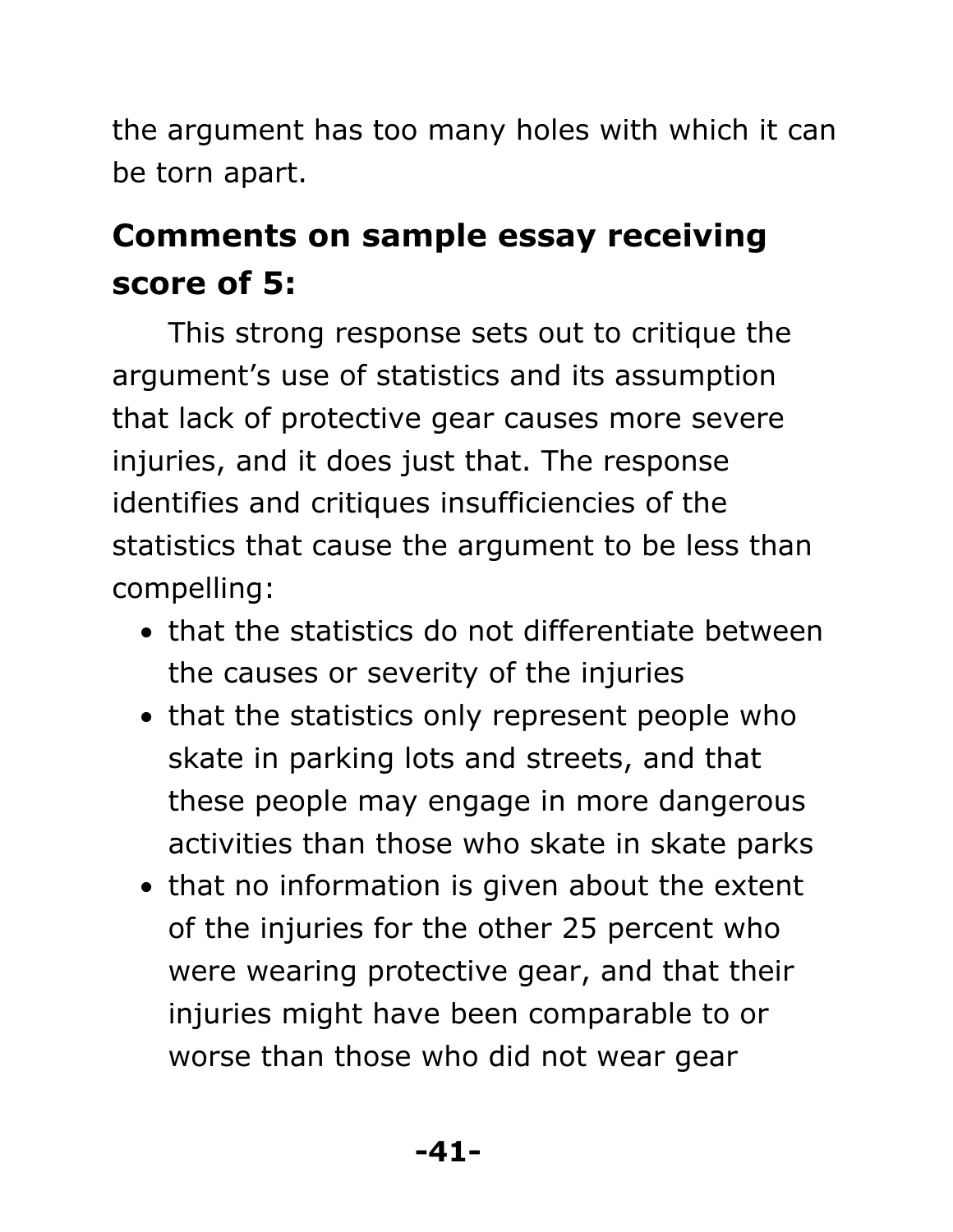the argument has too many holes with which it can be torn apart.

## Comments on sample essay receiving score of 5:

This strong response sets out to critique the argument's use of statistics and its assumption that lack of protective gear causes more severe injuries, and it does just that. The response identifies and critiques insufficiencies of the statistics that cause the argument to be less than compelling:

- that the statistics do not differentiate between the causes or severity of the injuries
- that the statistics only represent people who skate in parking lots and streets, and that these people may engage in more dangerous activities than those who skate in skate parks
- that no information is given about the extent of the injuries for the other 25 percent who were wearing protective gear, and that their injuries might have been comparable to or worse than those who did not wear gear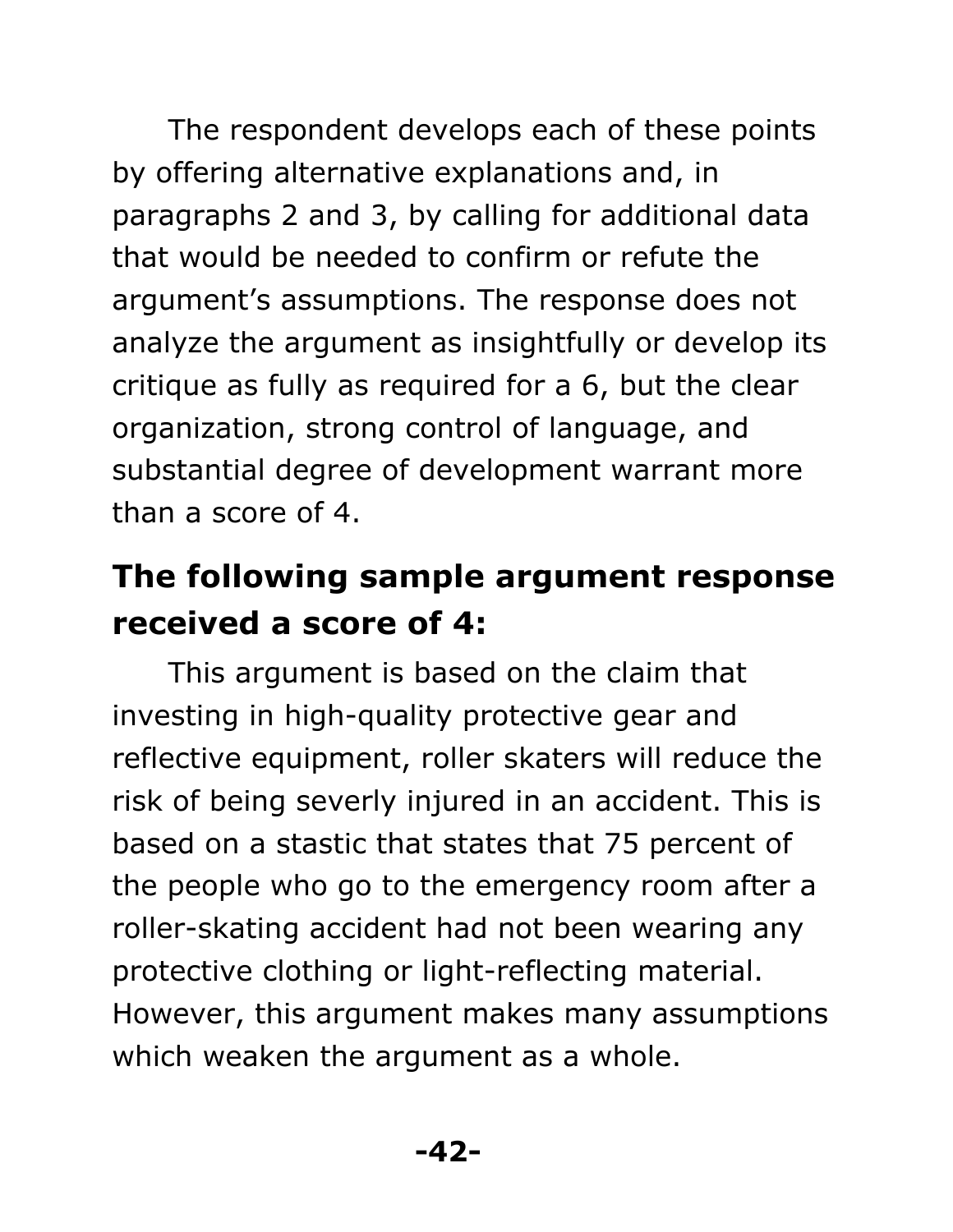The respondent develops each of these points by offering alternative explanations and, in paragraphs 2 and 3, by calling for additional data that would be needed to confirm or refute the argument's assumptions. The response does not analyze the argument as insightfully or develop its critique as fully as required for a 6, but the clear organization, strong control of language, and substantial degree of development warrant more than a score of 4.

## The following sample argument response received a score of 4:

This argument is based on the claim that investing in high-quality protective gear and reflective equipment, roller skaters will reduce the risk of being severly injured in an accident. This is based on a stastic that states that 75 percent of the people who go to the emergency room after a roller-skating accident had not been wearing any protective clothing or light-reflecting material. However, this argument makes many assumptions which weaken the argument as a whole.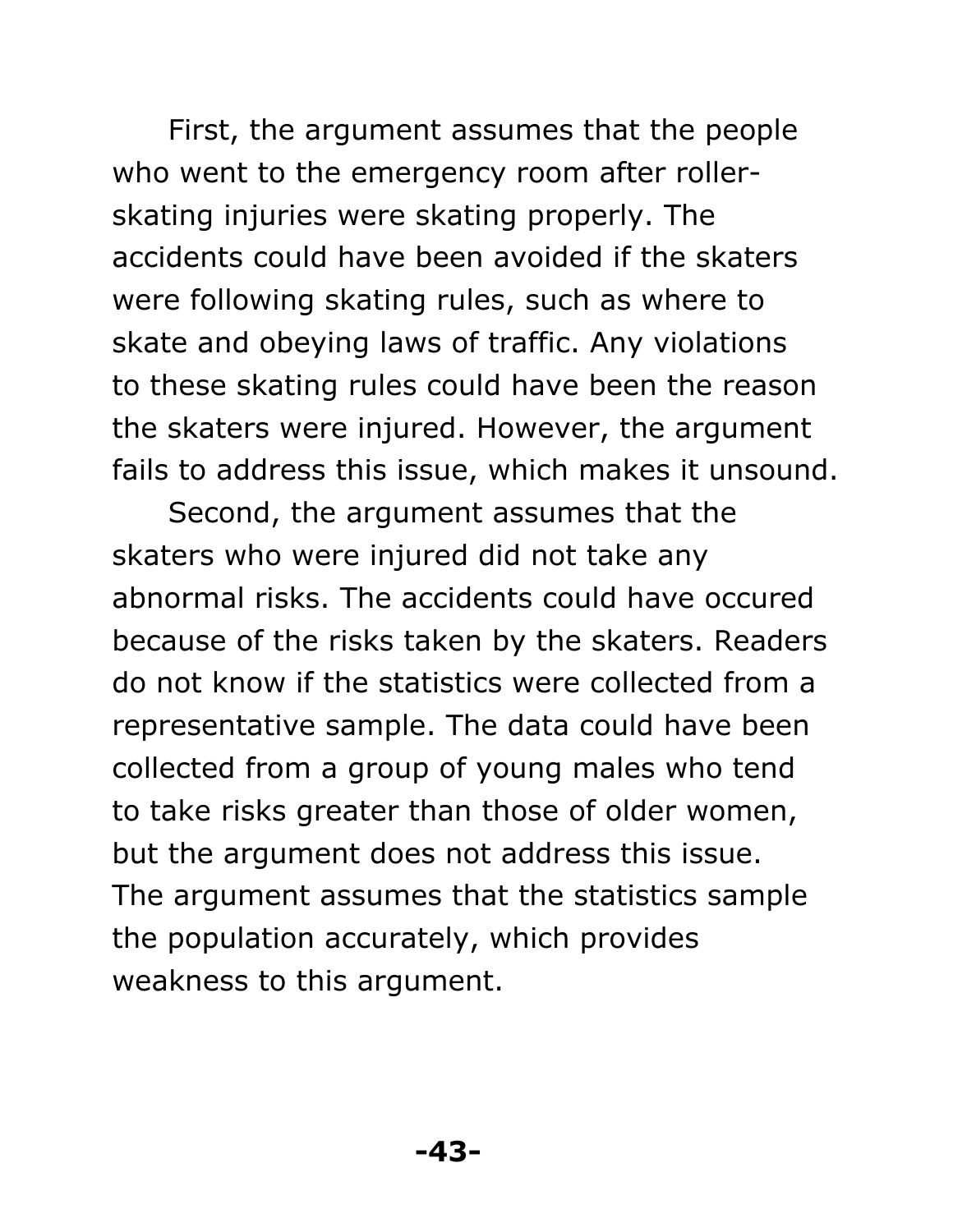First, the argument assumes that the people who went to the emergency room after roller-skating injuries were skating properly. The accidents could have been avoided if the skaters were following skating rules, such as where to skate and obeying laws of traffic. Any violations to these skating rules could have been the reason the skaters were injured. However, the argument fails to address this issue, which makes it unsound.

Second, the argument assumes that the skaters who were injured did not take any abnormal risks. The accidents could have occured because of the risks taken by the skaters. Readers do not know if the statistics were collected from a representative sample. The data could have been collected from a group of young males who tend to take risks greater than those of older women, but the argument does not address this issue. The argument assumes that the statistics sample the population accurately, which provides weakness to this argument.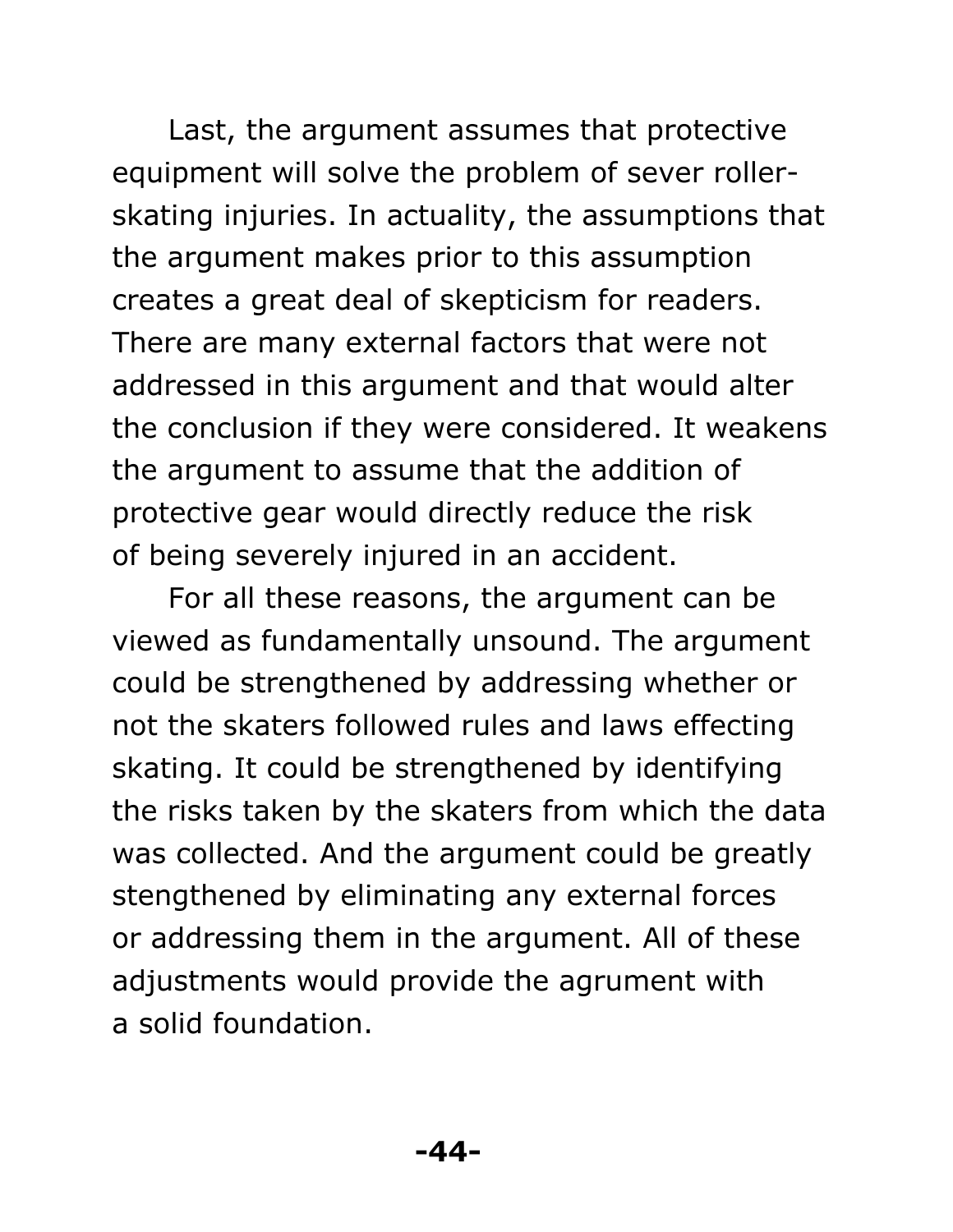Last, the argument assumes that protective equipment will solve the problem of sever roller-skating injuries. In actuality, the assumptions that the argument makes prior to this assumption creates a great deal of skepticism for readers. There are many external factors that were not addressed in this argument and that would alter the conclusion if they were considered. It weakens the argument to assume that the addition of protective gear would directly reduce the risk of being severely injured in an accident.

For all these reasons, the argument can be viewed as fundamentally unsound. The argument could be strengthened by addressing whether or not the skaters followed rules and laws effecting skating. It could be strengthened by identifying the risks taken by the skaters from which the data was collected. And the argument could be greatly stengthened by eliminating any external forces or addressing them in the argument. All of these adjustments would provide the agrument with a solid foundation.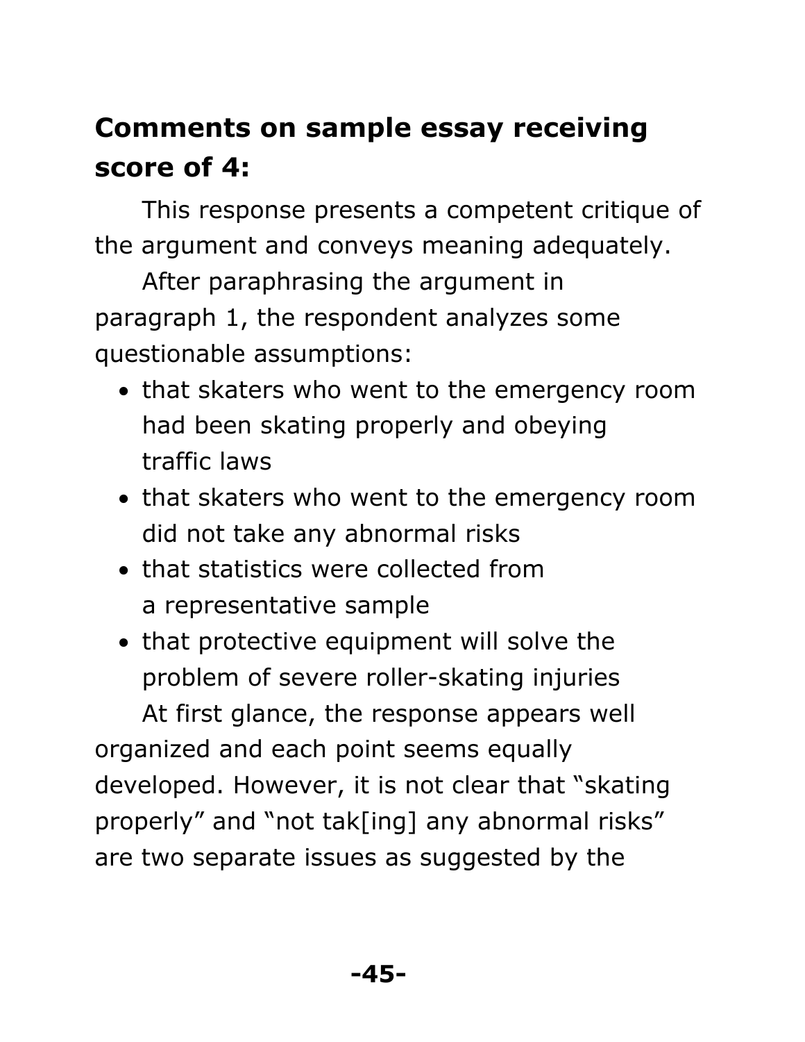## Comments on sample essay receiving score of 4:

This response presents a competent critique of the argument and conveys meaning adequately.

After paraphrasing the argument in paragraph 1, the respondent analyzes some questionable assumptions:

- that skaters who went to the emergency room had been skating properly and obeying traffic laws
- that skaters who went to the emergency room did not take any abnormal risks
- that statistics were collected from a representative sample
- that protective equipment will solve the problem of severe roller-skating injuries

At first glance, the response appears well organized and each point seems equally developed. However, it is not clear that "skating properly" and "not tak[ing] any abnormal risks" are two separate issues as suggested by the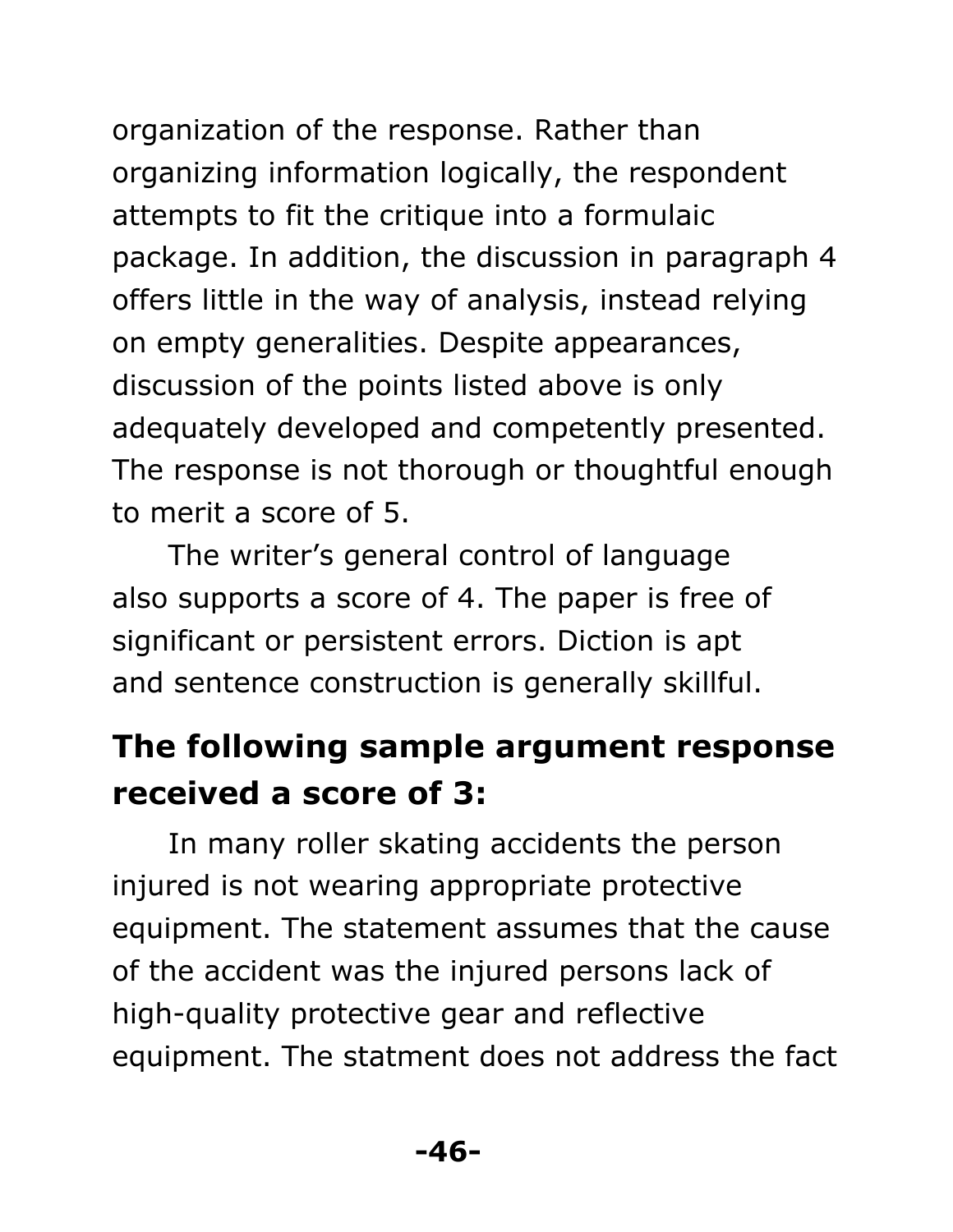organization of the response. Rather than organizing information logically, the respondent attempts to fit the critique into a formulaic package. In addition, the discussion in paragraph 4 offers little in the way of analysis, instead relying on empty generalities. Despite appearances, discussion of the points listed above is only adequately developed and competently presented. The response is not thorough or thoughtful enough to merit a score of 5.

The writer's general control of language also supports a score of 4. The paper is free of significant or persistent errors. Diction is apt and sentence construction is generally skillful.

### The following sample argument response received a score of 3:

In many roller skating accidents the person injured is not wearing appropriate protective equipment. The statement assumes that the cause of the accident was the injured persons lack of high-quality protective gear and reflective equipment. The statment does not address the fact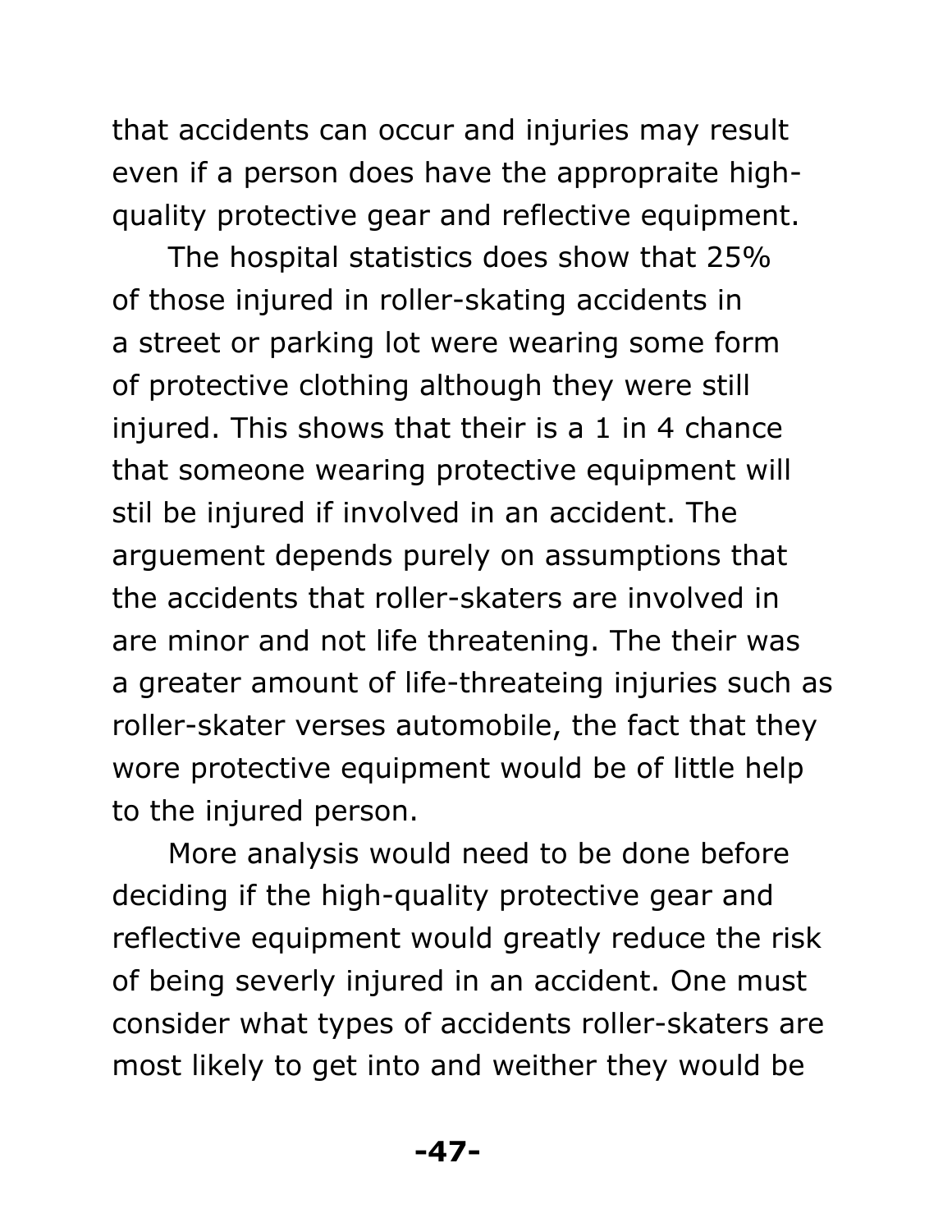that accidents can occur and injuries may result even if a person does have the appropraite high-quality protective gear and reflective equipment.

The hospital statistics does show that 25% of those injured in roller-skating accidents in a street or parking lot were wearing some form of protective clothing although they were still injured. This shows that their is a 1 in 4 chance that someone wearing protective equipment will stil be injured if involved in an accident. The arguement depends purely on assumptions that the accidents that roller-skaters are involved in are minor and not life threatening. The their was a greater amount of life-threateing injuries such as roller-skater verses automobile, the fact that they wore protective equipment would be of little help to the injured person.

More analysis would need to be done before deciding if the high-quality protective gear and reflective equipment would greatly reduce the risk of being severly injured in an accident. One must consider what types of accidents roller-skaters are most likely to get into and weither they would be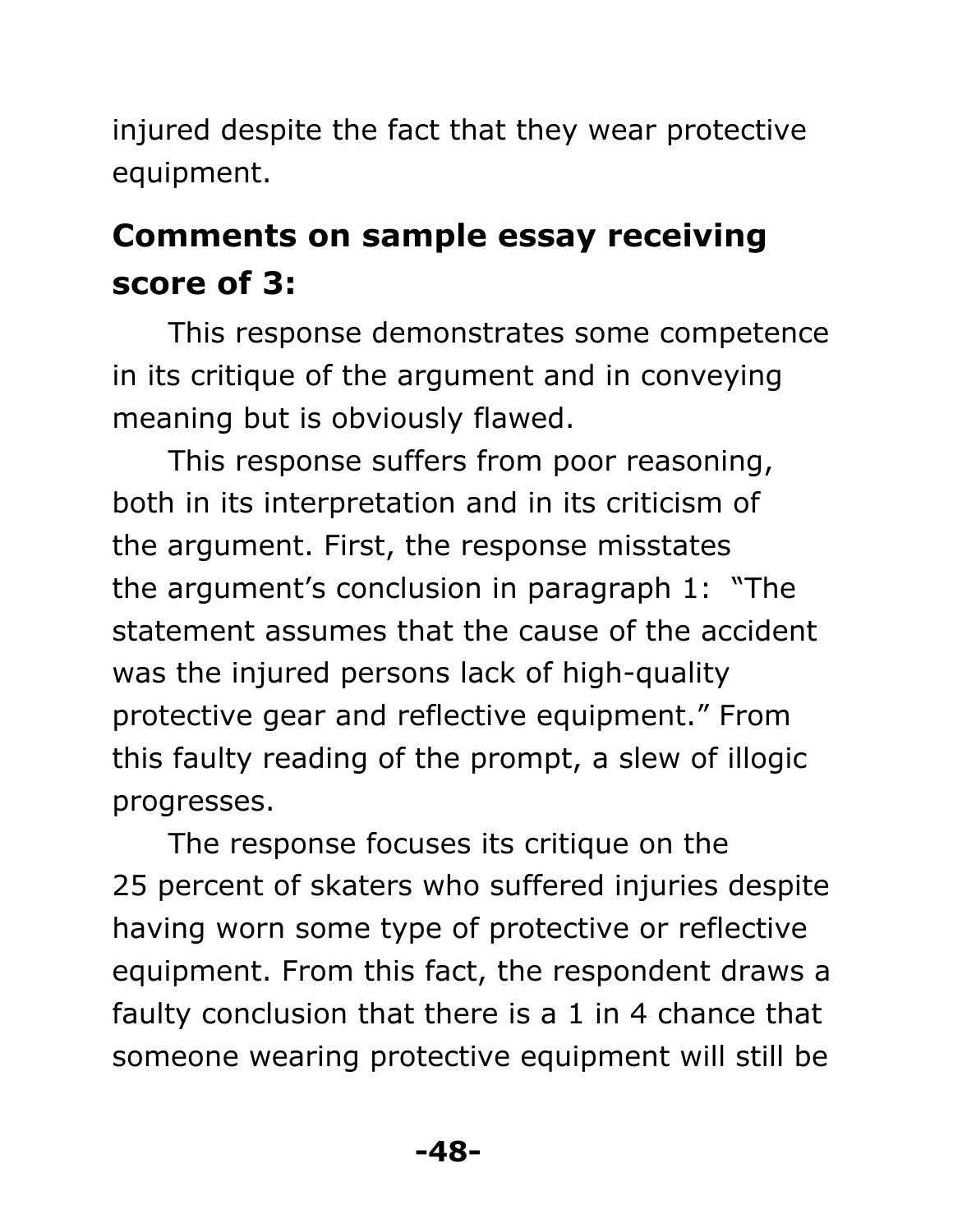injured despite the fact that they wear protective equipment.

## Comments on sample essay receiving score of 3:

This response demonstrates some competence in its critique of the argument and in conveying meaning but is obviously flawed.

This response suffers from poor reasoning, both in its interpretation and in its criticism of the argument. First, the response misstates the argument's conclusion in paragraph 1: "The statement assumes that the cause of the accident was the injured persons lack of high-quality protective gear and reflective equipment." From this faulty reading of the prompt, a slew of illogic progresses.

The response focuses its critique on the 25 percent of skaters who suffered injuries despite having worn some type of protective or reflective equipment. From this fact, the respondent draws a faulty conclusion that there is a 1 in 4 chance that someone wearing protective equipment will still be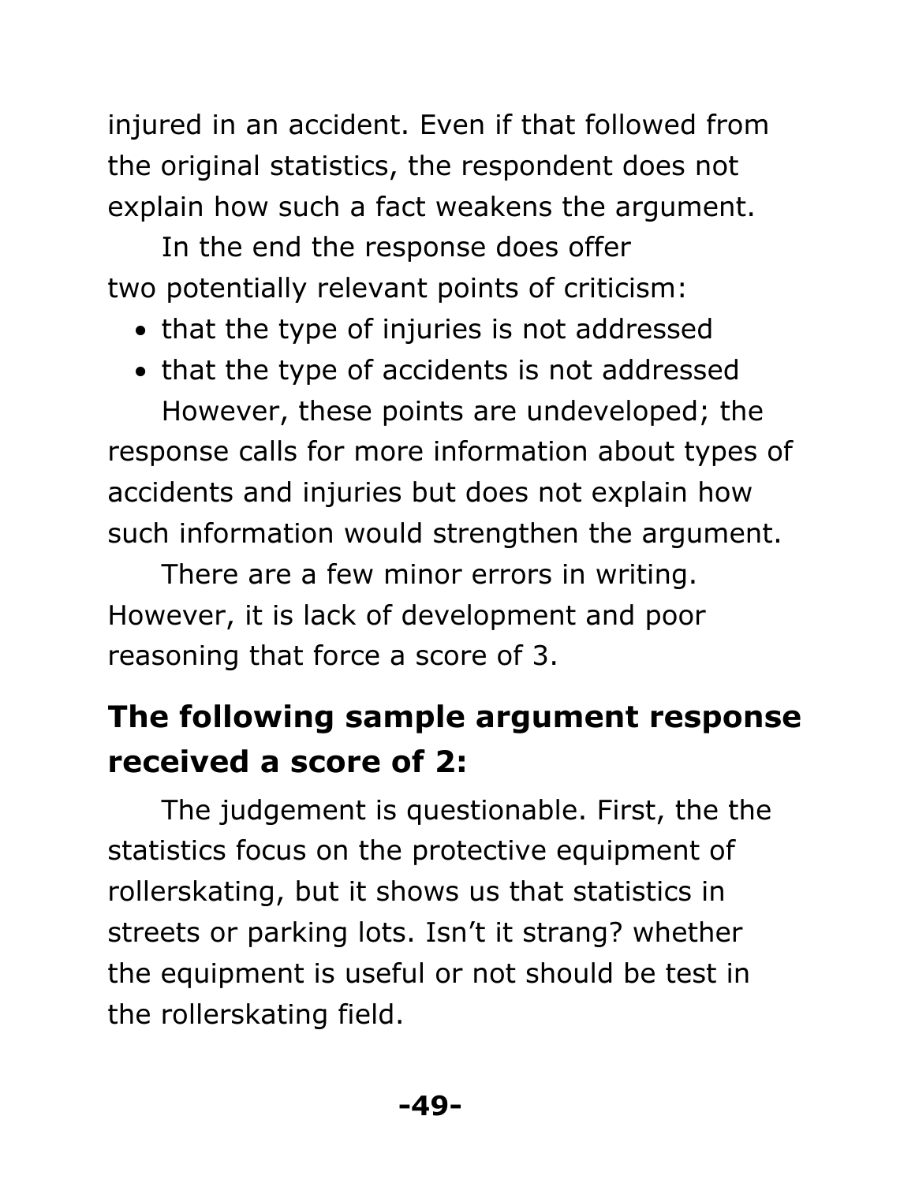injured in an accident. Even if that followed from the original statistics, the respondent does not explain how such a fact weakens the argument.

In the end the response does offer two potentially relevant points of criticism:

- that the type of injuries is not addressed
- that the type of accidents is not addressed

However, these points are undeveloped; the response calls for more information about types of accidents and injuries but does not explain how such information would strengthen the argument.

There are a few minor errors in writing. However, it is lack of development and poor reasoning that force a score of 3.

### The following sample argument response received a score of 2:

The judgement is questionable. First, the the statistics focus on the protective equipment of rollerskating, but it shows us that statistics in streets or parking lots. Isn't it strang? whether the equipment is useful or not should be test in the rollerskating field.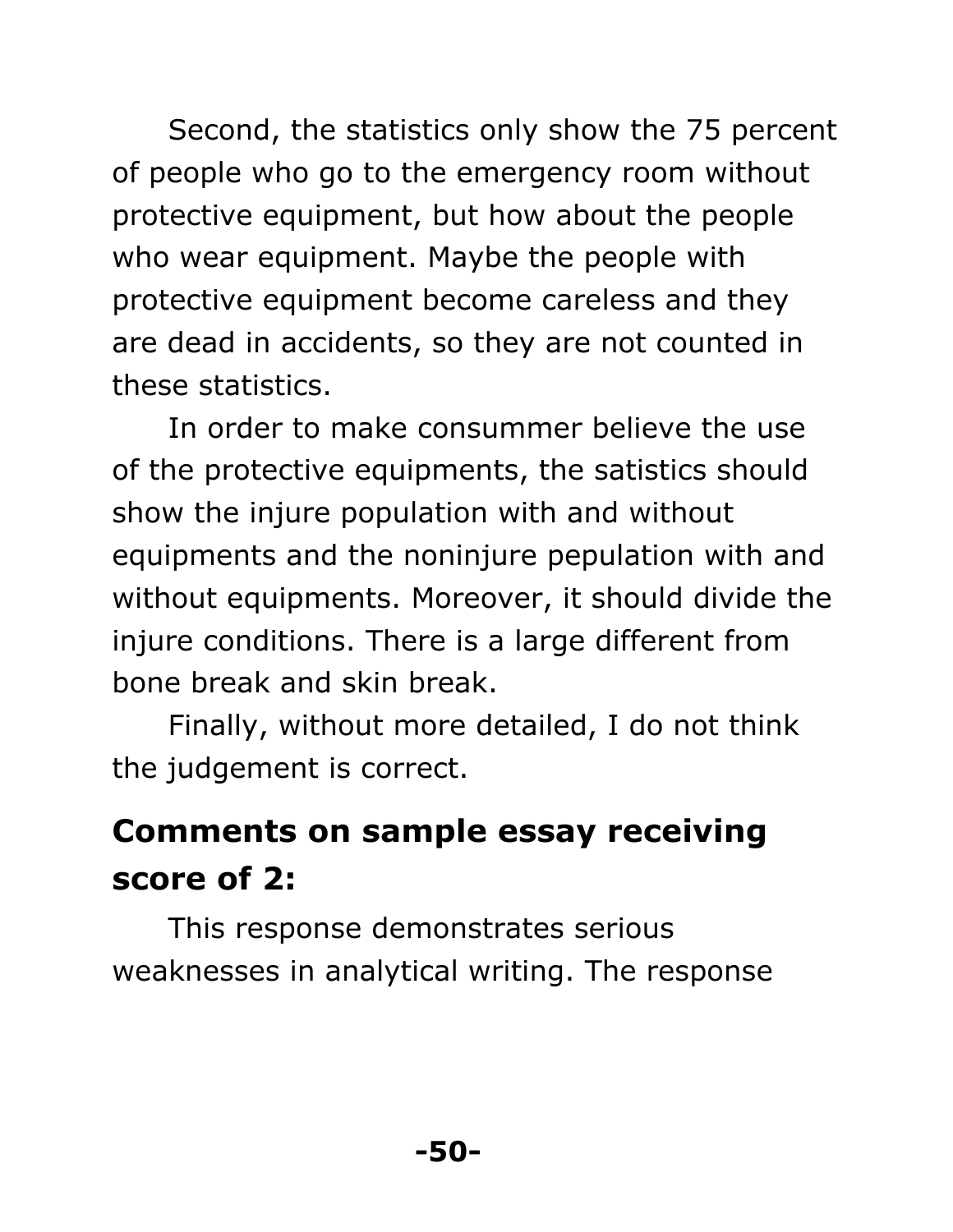Second, the statistics only show the 75 percent of people who go to the emergency room without protective equipment, but how about the people who wear equipment. Maybe the people with protective equipment become careless and they are dead in accidents, so they are not counted in these statistics.

In order to make consummer believe the use of the protective equipments, the satistics should show the injure population with and without equipments and the noninjure pepulation with and without equipments. Moreover, it should divide the injure conditions. There is a large different from bone break and skin break.

Finally, without more detailed, I do not think the judgement is correct.

## Comments on sample essay receiving score of 2:

This response demonstrates serious weaknesses in analytical writing. The response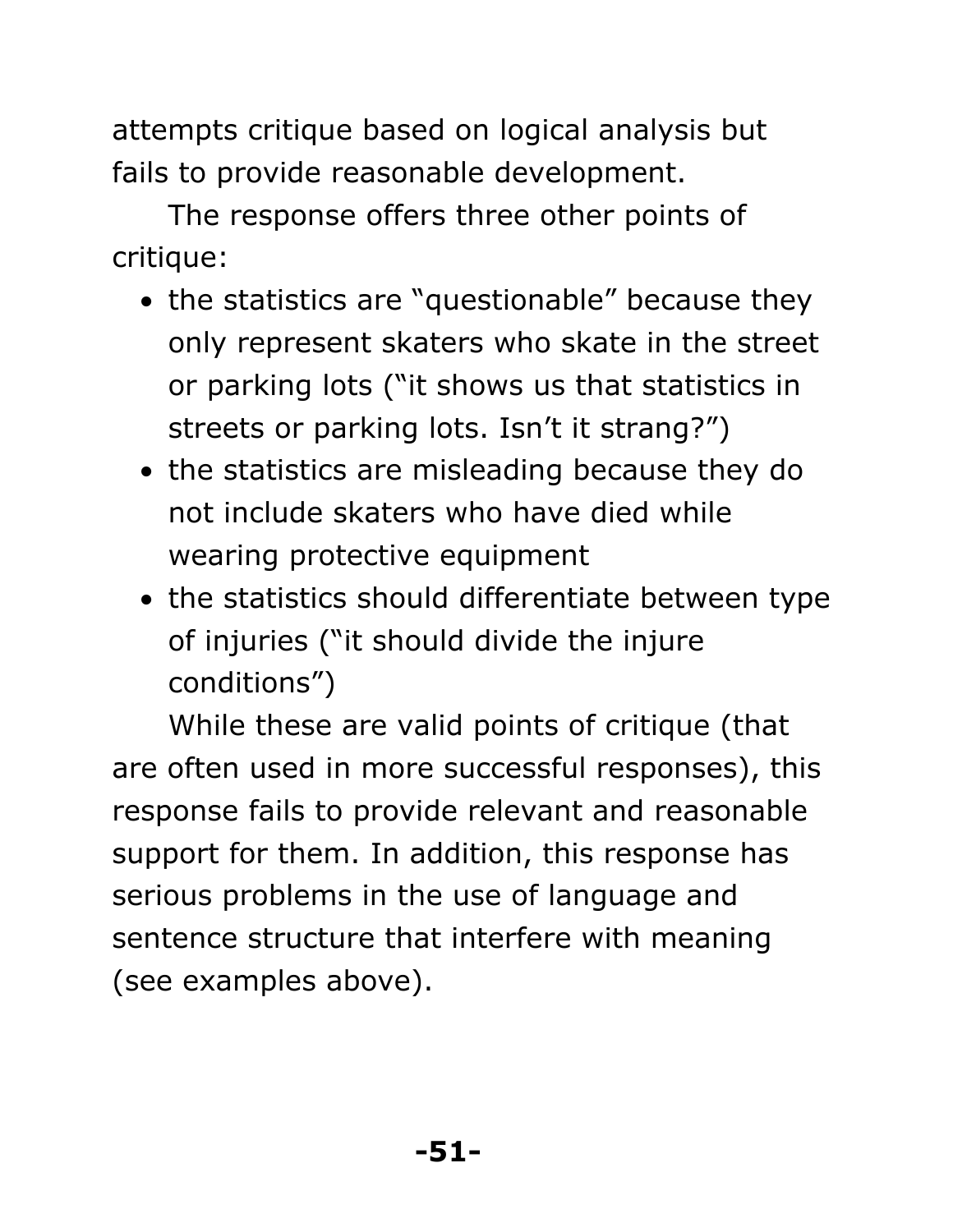attempts critique based on logical analysis but fails to provide reasonable development.

The response offers three other points of critique:

- the statistics are “questionable” because they only represent skaters who skate in the street or parking lots (“it shows us that statistics in streets or parking lots. Isn’t it strang?”)
- the statistics are misleading because they do not include skaters who have died while wearing protective equipment
- the statistics should differentiate between type of injuries (“it should divide the injure conditions”)

While these are valid points of critique (that are often used in more successful responses), this response fails to provide relevant and reasonable support for them. In addition, this response has serious problems in the use of language and sentence structure that interfere with meaning (see examples above).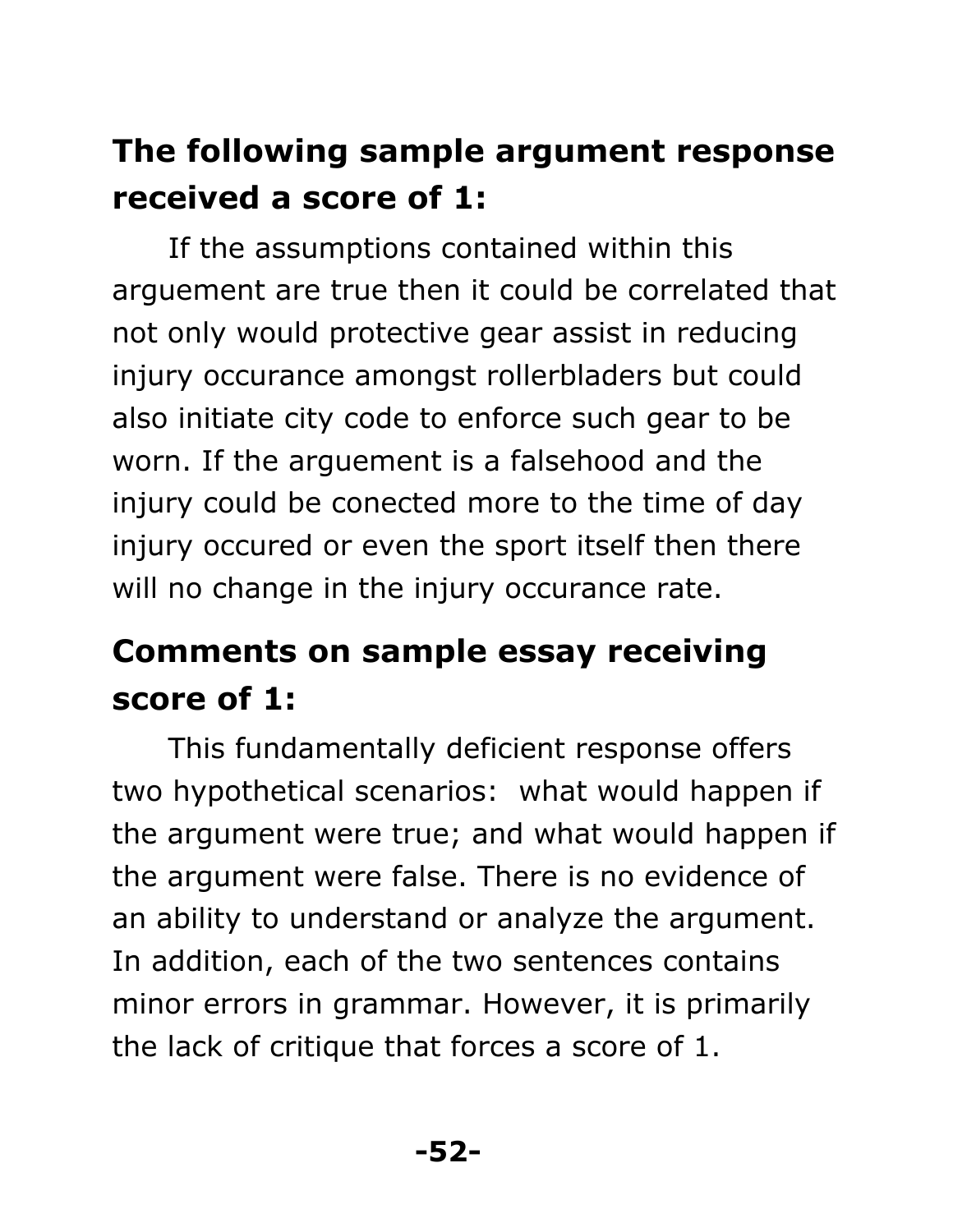## The following sample argument response received a score of 1:

If the assumptions contained within this arguement are true then it could be correlated that not only would protective gear assist in reducing injury occurance amongst rollerbladers but could also initiate city code to enforce such gear to be worn. If the arguement is a falsehood and the injury could be conected more to the time of day injury occured or even the sport itself then there will no change in the injury occurance rate.

## Comments on sample essay receiving score of 1:

This fundamentally deficient response offers two hypothetical scenarios:  what would happen if the argument were true; and what would happen if the argument were false. There is no evidence of an ability to understand or analyze the argument. In addition, each of the two sentences contains minor errors in grammar. However, it is primarily the lack of critique that forces a score of 1.